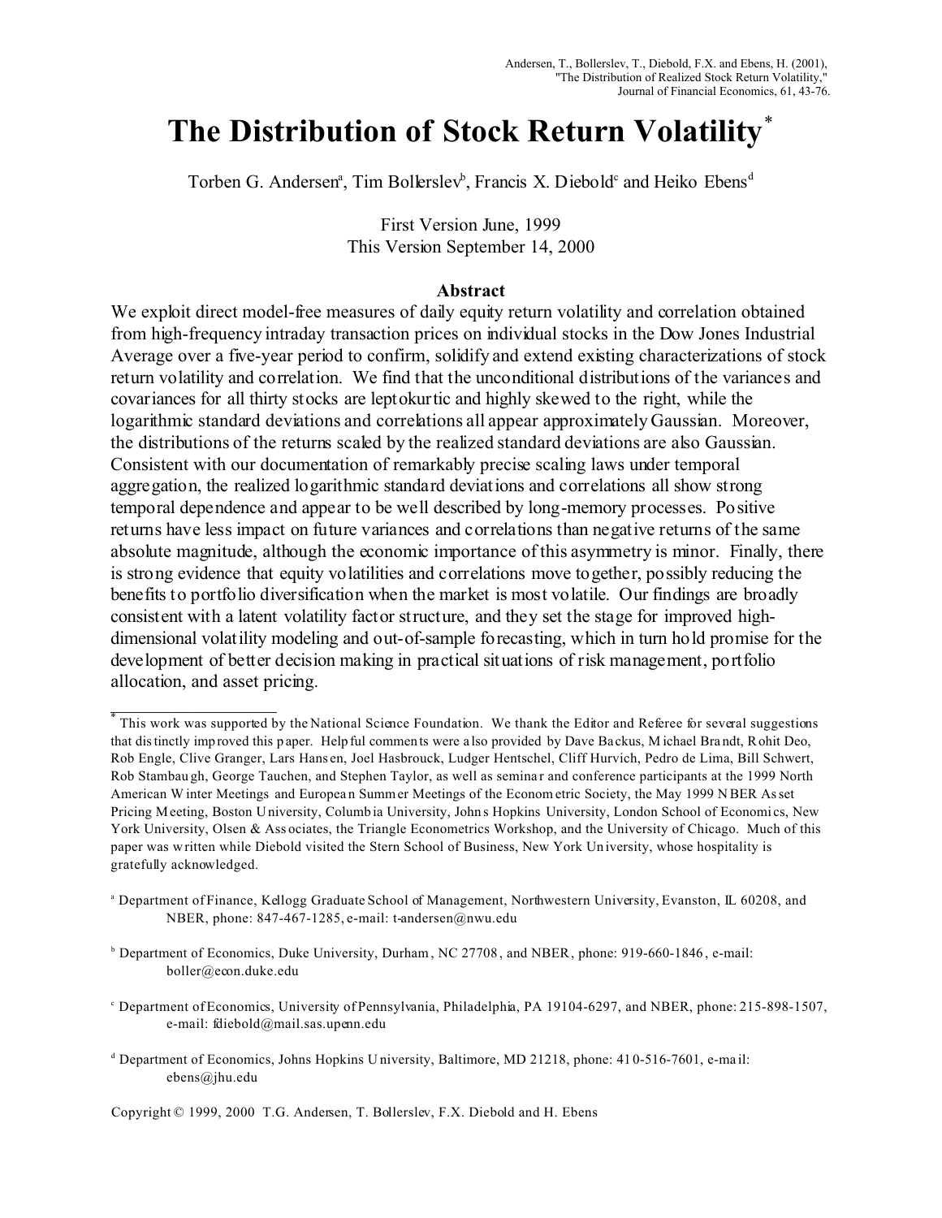Andersen, T., Bollerslev, T., Diebold, F.X. and Ebens, H. (2001), "The Distribution of Realized Stock Return Volatility," Journal of Financial Economics, 61, 43-76.

# The Distribution of Stock Return Volatility[*]

Torben G. Andersen[a], Tim Bollerslev[b], Francis X. Diebold[c] and Heiko Ebens[d]

First Version June, 1999
This Version September 14, 2000

## Abstract

We exploit direct model-free measures of daily equity return volatility and correlation obtained from high-frequency intraday transaction prices on individual stocks in the Dow Jones Industrial Average over a five-year period to confirm, solidify and extend existing characterizations of stock return volatility and correlation. We find that the unconditional distributions of the variances and covariances for all thirty stocks are leptokurtic and highly skewed to the right, while the logarithmic standard deviations and correlations all appear approximately Gaussian. Moreover, the distributions of the returns scaled by the realized standard deviations are also Gaussian. Consistent with our documentation of remarkably precise scaling laws under temporal aggregation, the realized logarithmic standard deviations and correlations all show strong temporal dependence and appear to be well described by long-memory processes. Positive returns have less impact on future variances and correlations than negative returns of the same absolute magnitude, although the economic importance of this asymmetry is minor. Finally, there is strong evidence that equity volatilities and correlations move together, possibly reducing the benefits to portfolio diversification when the market is most volatile. Our findings are broadly consistent with a latent volatility factor structure, and they set the stage for improved high-dimensional volatility modeling and out-of-sample forecasting, which in turn hold promise for the development of better decision making in practical situations of risk management, portfolio allocation, and asset pricing.

---

[*] This work was supported by the National Science Foundation. We thank the Editor and Referee for several suggestions that distinctly improved this paper. Helpful comments were also provided by Dave Backus, Michael Brandt, Rohit Deo, Rob Engle, Clive Granger, Lars Hansen, Joel Hasbrouck, Ludger Hentschel, Cliff Hurvich, Pedro de Lima, Bill Schwert, Rob Stambaugh, George Tauchen, and Stephen Taylor, as well as seminar and conference participants at the 1999 North American Winter Meetings and European Summer Meetings of the Econometric Society, the May 1999 NBER Asset Pricing Meeting, Boston University, Columbia University, Johns Hopkins University, London School of Economics, New York University, Olsen & Associates, the Triangle Econometrics Workshop, and the University of Chicago. Much of this paper was written while Diebold visited the Stern School of Business, New York University, whose hospitality is gratefully acknowledged.

[a] Department of Finance, Kellogg Graduate School of Management, Northwestern University, Evanston, IL 60208, and NBER, phone: 847-467-1285, e-mail: t-andersen@nwu.edu

[b] Department of Economics, Duke University, Durham, NC 27708, and NBER, phone: 919-660-1846, e-mail: boller@econ.duke.edu

[c] Department of Economics, University of Pennsylvania, Philadelphia, PA 19104-6297, and NBER, phone: 215-898-1507, e-mail: fdiebold@mail.sas.upenn.edu

[d] Department of Economics, Johns Hopkins University, Baltimore, MD 21218, phone: 410-516-7601, e-mail: ebens@jhu.edu

Copyright © 1999, 2000 T.G. Andersen, T. Bollerslev, F.X. Diebold and H. Ebens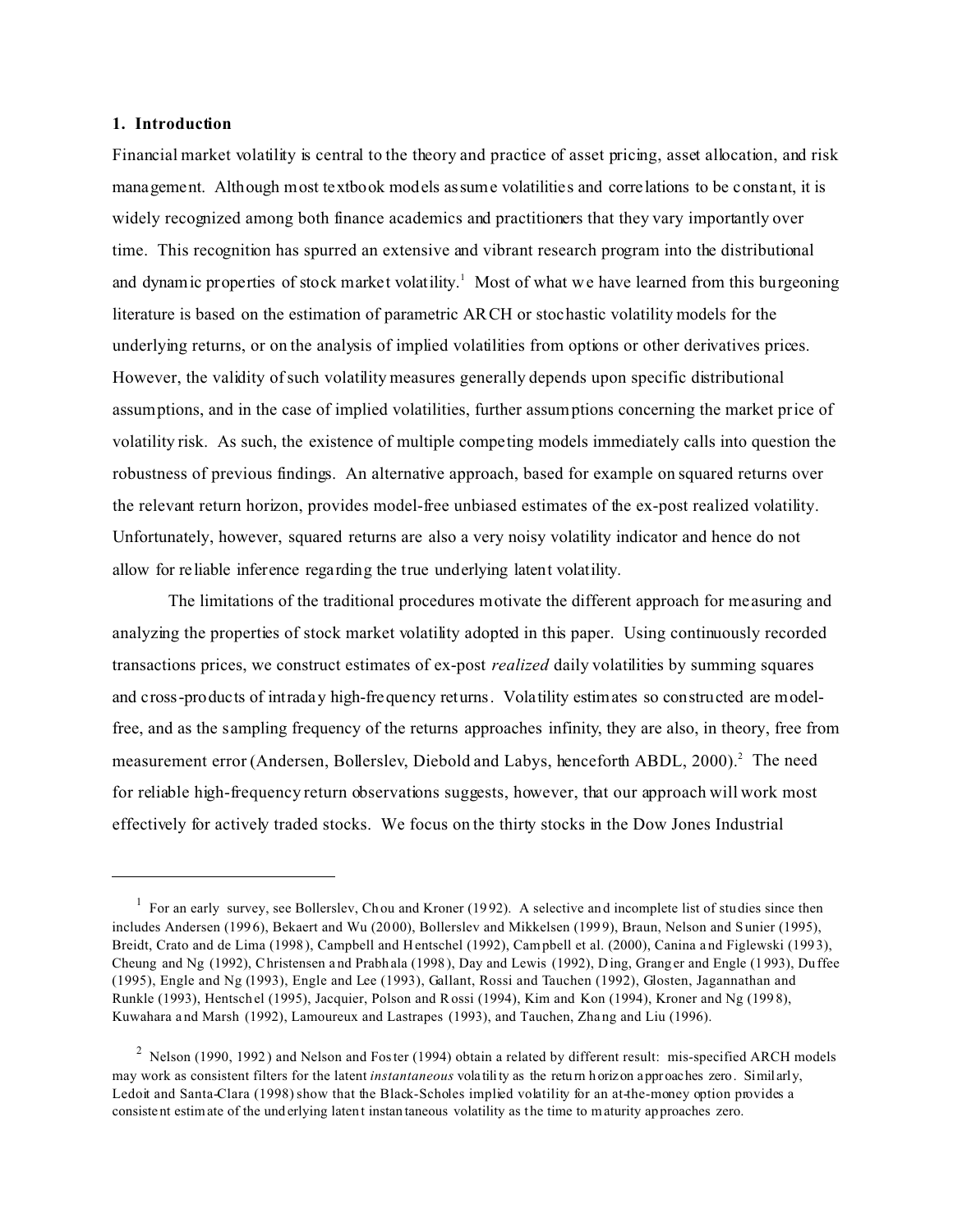## 1. Introduction

Financial market volatility is central to the theory and practice of asset pricing, asset allocation, and risk management. Although most textbook models assume volatilities and correlations to be constant, it is widely recognized among both finance academics and practitioners that they vary importantly over time. This recognition has spurred an extensive and vibrant research program into the distributional and dynamic properties of stock market volatility.[1] Most of what we have learned from this burgeoning literature is based on the estimation of parametric ARCH or stochastic volatility models for the underlying returns, or on the analysis of implied volatilities from options or other derivatives prices. However, the validity of such volatility measures generally depends upon specific distributional assumptions, and in the case of implied volatilities, further assumptions concerning the market price of volatility risk. As such, the existence of multiple competing models immediately calls into question the robustness of previous findings. An alternative approach, based for example on squared returns over the relevant return horizon, provides model-free unbiased estimates of the ex-post realized volatility. Unfortunately, however, squared returns are also a very noisy volatility indicator and hence do not allow for reliable inference regarding the true underlying latent volatility.

The limitations of the traditional procedures motivate the different approach for measuring and analyzing the properties of stock market volatility adopted in this paper. Using continuously recorded transactions prices, we construct estimates of ex-post *realized* daily volatilities by summing squares and cross-products of intraday high-frequency returns. Volatility estimates so constructed are model-free, and as the sampling frequency of the returns approaches infinity, they are also, in theory, free from measurement error (Andersen, Bollerslev, Diebold and Labys, henceforth ABDL, 2000).[2] The need for reliable high-frequency return observations suggests, however, that our approach will work most effectively for actively traded stocks. We focus on the thirty stocks in the Dow Jones Industrial

---

[1] For an early survey, see Bollerslev, Chou and Kroner (1992). A selective and incomplete list of studies since then includes Andersen (1996), Bekaert and Wu (2000), Bollerslev and Mikkelsen (1999), Braun, Nelson and Sunier (1995), Breidt, Crato and de Lima (1998), Campbell and Hentschel (1992), Campbell et al. (2000), Canina and Figlewski (1993), Cheung and Ng (1992), Christensen and Prabhala (1998), Day and Lewis (1992), Ding, Granger and Engle (1993), Duffee (1995), Engle and Ng (1993), Engle and Lee (1993), Gallant, Rossi and Tauchen (1992), Glosten, Jagannathan and Runkle (1993), Hentschel (1995), Jacquier, Polson and Rossi (1994), Kim and Kon (1994), Kroner and Ng (1998), Kuwahara and Marsh (1992), Lamoureux and Lastrapes (1993), and Tauchen, Zhang and Liu (1996).

[2] Nelson (1990, 1992) and Nelson and Foster (1994) obtain a related by different result: mis-specified ARCH models may work as consistent filters for the latent *instantaneous* volatility as the return horizon approaches zero. Similarly, Ledoit and Santa-Clara (1998) show that the Black-Scholes implied volatility for an at-the-money option provides a consistent estimate of the underlying latent instantaneous volatility as the time to maturity approaches zero.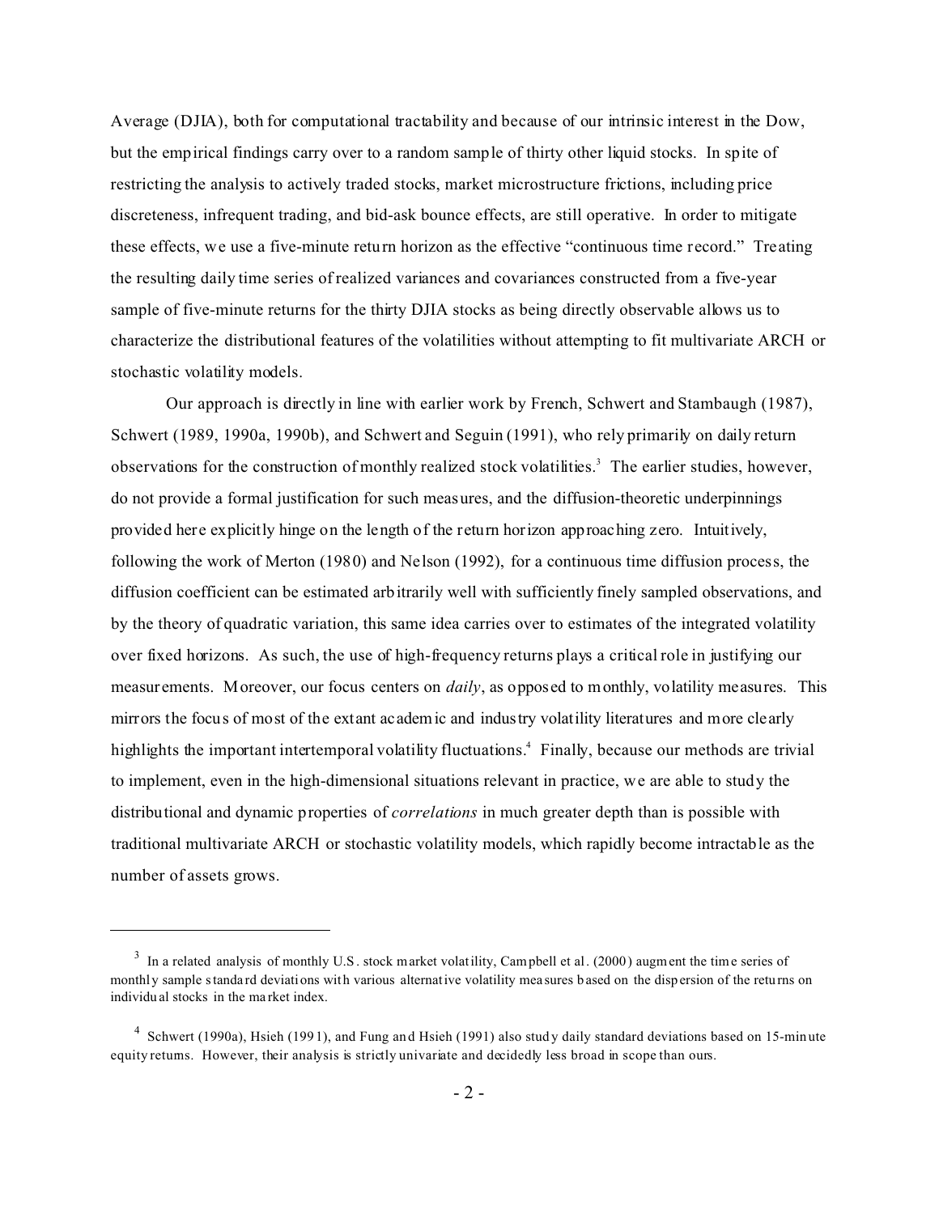Average (DJIA), both for computational tractability and because of our intrinsic interest in the Dow, but the empirical findings carry over to a random sample of thirty other liquid stocks. In spite of restricting the analysis to actively traded stocks, market microstructure frictions, including price discreteness, infrequent trading, and bid-ask bounce effects, are still operative. In order to mitigate these effects, we use a five-minute return horizon as the effective "continuous time record." Treating the resulting daily time series of realized variances and covariances constructed from a five-year sample of five-minute returns for the thirty DJIA stocks as being directly observable allows us to characterize the distributional features of the volatilities without attempting to fit multivariate ARCH or stochastic volatility models.

Our approach is directly in line with earlier work by French, Schwert and Stambaugh (1987), Schwert (1989, 1990a, 1990b), and Schwert and Seguin (1991), who rely primarily on daily return observations for the construction of monthly realized stock volatilities.[3] The earlier studies, however, do not provide a formal justification for such measures, and the diffusion-theoretic underpinnings provided here explicitly hinge on the length of the return horizon approaching zero. Intuitively, following the work of Merton (1980) and Nelson (1992), for a continuous time diffusion process, the diffusion coefficient can be estimated arbitrarily well with sufficiently finely sampled observations, and by the theory of quadratic variation, this same idea carries over to estimates of the integrated volatility over fixed horizons. As such, the use of high-frequency returns plays a critical role in justifying our measurements. Moreover, our focus centers on *daily*, as opposed to monthly, volatility measures. This mirrors the focus of most of the extant academic and industry volatility literatures and more clearly highlights the important intertemporal volatility fluctuations.[4] Finally, because our methods are trivial to implement, even in the high-dimensional situations relevant in practice, we are able to study the distributional and dynamic properties of *correlations* in much greater depth than is possible with traditional multivariate ARCH or stochastic volatility models, which rapidly become intractable as the number of assets grows.

---

[3] In a related analysis of monthly U.S. stock market volatility, Campbell et al. (2000) augment the time series of monthly sample standard deviations with various alternative volatility measures based on the dispersion of the returns on individual stocks in the market index.

[4] Schwert (1990a), Hsieh (1991), and Fung and Hsieh (1991) also study daily standard deviations based on 15-minute equity returns. However, their analysis is strictly univariate and decidedly less broad in scope than ours.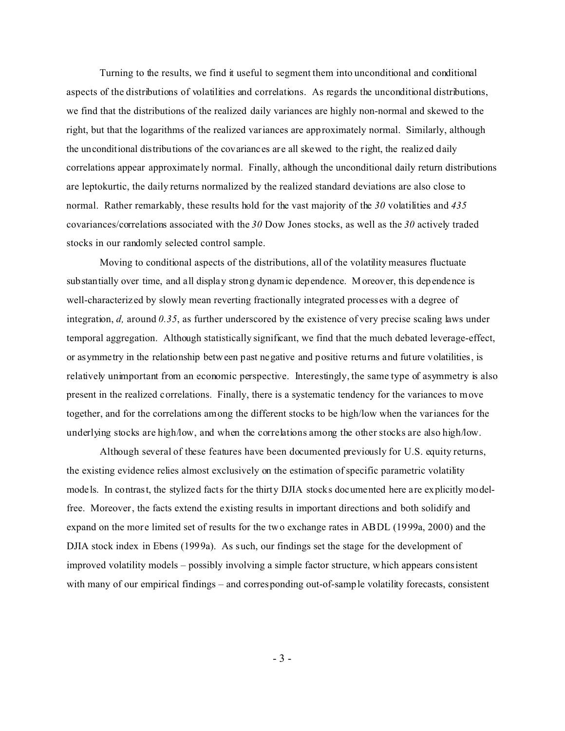Turning to the results, we find it useful to segment them into unconditional and conditional aspects of the distributions of volatilities and correlations. As regards the unconditional distributions, we find that the distributions of the realized daily variances are highly non-normal and skewed to the right, but that the logarithms of the realized variances are approximately normal. Similarly, although the unconditional distributions of the covariances are all skewed to the right, the realized daily correlations appear approximately normal. Finally, although the unconditional daily return distributions are leptokurtic, the daily returns normalized by the realized standard deviations are also close to normal. Rather remarkably, these results hold for the vast majority of the *30* volatilities and *435* covariances/correlations associated with the *30* Dow Jones stocks, as well as the *30* actively traded stocks in our randomly selected control sample.

Moving to conditional aspects of the distributions, all of the volatility measures fluctuate substantially over time, and all display strong dynamic dependence. Moreover, this dependence is well-characterized by slowly mean reverting fractionally integrated processes with a degree of integration, $d$, around $0.35$, as further underscored by the existence of very precise scaling laws under temporal aggregation. Although statistically significant, we find that the much debated leverage-effect, or asymmetry in the relationship between past negative and positive returns and future volatilities, is relatively unimportant from an economic perspective. Interestingly, the same type of asymmetry is also present in the realized correlations. Finally, there is a systematic tendency for the variances to move together, and for the correlations among the different stocks to be high/low when the variances for the underlying stocks are high/low, and when the correlations among the other stocks are also high/low.

Although several of these features have been documented previously for U.S. equity returns, the existing evidence relies almost exclusively on the estimation of specific parametric volatility models. In contrast, the stylized facts for the thirty DJIA stocks documented here are explicitly model-free. Moreover, the facts extend the existing results in important directions and both solidify and expand on the more limited set of results for the two exchange rates in ABDL (1999a, 2000) and the DJIA stock index in Ebens (1999a). As such, our findings set the stage for the development of improved volatility models – possibly involving a simple factor structure, which appears consistent with many of our empirical findings – and corresponding out-of-sample volatility forecasts, consistent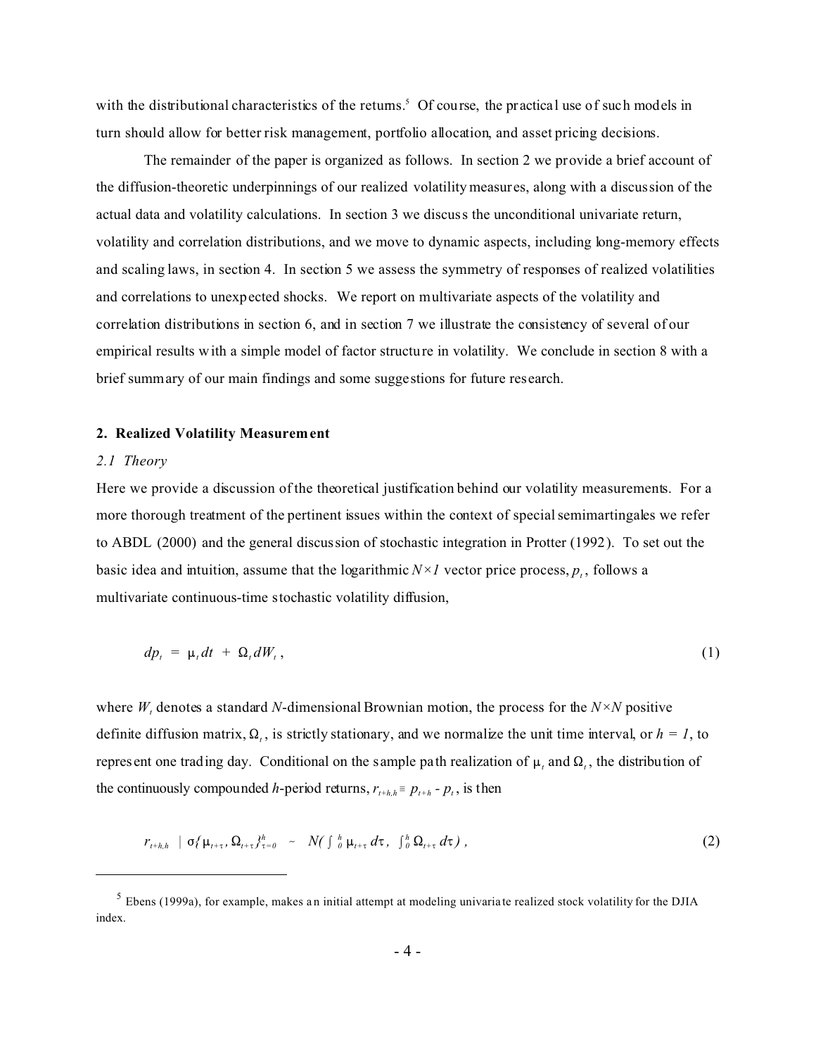with the distributional characteristics of the returns.[5] Of course, the practical use of such models in turn should allow for better risk management, portfolio allocation, and asset pricing decisions.

The remainder of the paper is organized as follows. In section 2 we provide a brief account of the diffusion-theoretic underpinnings of our realized volatility measures, along with a discussion of the actual data and volatility calculations. In section 3 we discuss the unconditional univariate return, volatility and correlation distributions, and we move to dynamic aspects, including long-memory effects and scaling laws, in section 4. In section 5 we assess the symmetry of responses of realized volatilities and correlations to unexpected shocks. We report on multivariate aspects of the volatility and correlation distributions in section 6, and in section 7 we illustrate the consistency of several of our empirical results with a simple model of factor structure in volatility. We conclude in section 8 with a brief summary of our main findings and some suggestions for future research.

## 2. Realized Volatility Measurement

### *2.1 Theory*

Here we provide a discussion of the theoretical justification behind our volatility measurements. For a more thorough treatment of the pertinent issues within the context of special semimartingales we refer to ABDL (2000) and the general discussion of stochastic integration in Protter (1992). To set out the basic idea and intuition, assume that the logarithmic $N \times 1$ vector price process, $p_t$, follows a multivariate continuous-time stochastic volatility diffusion,

$$dp_t \;=\; \mu_t \, dt \;+\; \Omega_t \, dW_t \,, \tag{1}$$

where $W_t$ denotes a standard $N$-dimensional Brownian motion, the process for the $N \times N$ positive definite diffusion matrix, $\Omega_t$, is strictly stationary, and we normalize the unit time interval, or $h = 1$, to represent one trading day. Conditional on the sample path realization of $\mu_t$ and $\Omega_t$, the distribution of the continuously compounded $h$-period returns, $r_{t+h,h} \equiv p_{t+h} - p_t$, is then

$$r_{t+h,h} \;|\; \sigma\{\mu_{t+\tau}, \Omega_{t+\tau}\}_{\tau=0}^{h} \;\sim\; N\left(\int_0^h \mu_{t+\tau}\, d\tau ,\; \int_0^h \Omega_{t+\tau}\, d\tau\right), \tag{2}$$

---

[5] Ebens (1999a), for example, makes an initial attempt at modeling univariate realized stock volatility for the DJIA index.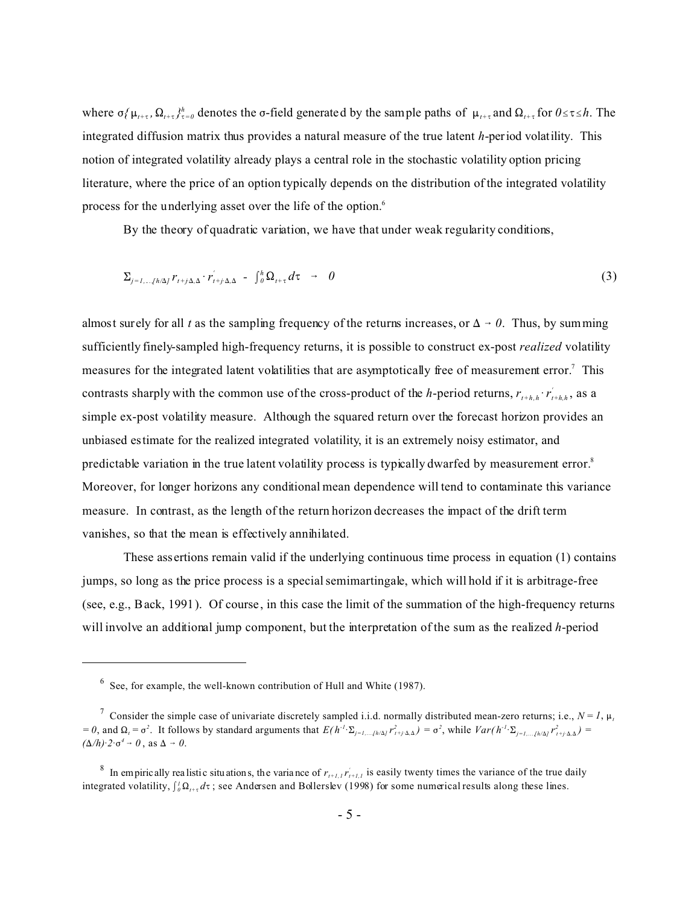where $\sigma\{\mu_{t+\tau}, \Omega_{t+\tau}\}_{\tau=0}^{h}$ denotes the σ-field generated by the sample paths of $\mu_{t+\tau}$ and $\Omega_{t+\tau}$ for $0 \leq \tau \leq h$. The integrated diffusion matrix thus provides a natural measure of the true latent *h*-period volatility. This notion of integrated volatility already plays a central role in the stochastic volatility option pricing literature, where the price of an option typically depends on the distribution of the integrated volatility process for the underlying asset over the life of the option.[6]

By the theory of quadratic variation, we have that under weak regularity conditions,

$$\Sigma_{j=1,\dots,[h/\Delta]} r_{t+j\cdot\Delta,\Delta} \cdot r'_{t+j\cdot\Delta,\Delta} \ - \ \int_0^h \Omega_{t+\tau} d\tau \ \rightarrow \ 0 \tag{3}$$

almost surely for all *t* as the sampling frequency of the returns increases, or $\Delta \rightarrow 0$. Thus, by summing sufficiently finely-sampled high-frequency returns, it is possible to construct ex-post *realized* volatility measures for the integrated latent volatilities that are asymptotically free of measurement error.[7] This contrasts sharply with the common use of the cross-product of the *h*-period returns, $r_{t+h,h} \cdot r'_{t+h,h}$, as a simple ex-post volatility measure. Although the squared return over the forecast horizon provides an unbiased estimate for the realized integrated volatility, it is an extremely noisy estimator, and predictable variation in the true latent volatility process is typically dwarfed by measurement error.[8] Moreover, for longer horizons any conditional mean dependence will tend to contaminate this variance measure. In contrast, as the length of the return horizon decreases the impact of the drift term vanishes, so that the mean is effectively annihilated.

These assertions remain valid if the underlying continuous time process in equation (1) contains jumps, so long as the price process is a special semimartingale, which will hold if it is arbitrage-free (see, e.g., Back, 1991). Of course, in this case the limit of the summation of the high-frequency returns will involve an additional jump component, but the interpretation of the sum as the realized *h*-period

---

[6] See, for example, the well-known contribution of Hull and White (1987).

[7] Consider the simple case of univariate discretely sampled i.i.d. normally distributed mean-zero returns; i.e., $N = 1$, $\mu_t = 0$, and $\Omega_t = \sigma^2$. It follows by standard arguments that $E(h^{-1} \cdot \Sigma_{j=1,\dots,[h/\Delta]} r^2_{t+j\cdot\Delta,\Delta}) = \sigma^2$, while $Var(h^{-1} \cdot \Sigma_{j=1,\dots,[h/\Delta]} r^2_{t+j\cdot\Delta,\Delta}) = (\Delta/h) \cdot 2 \cdot \sigma^4 \rightarrow 0$, as $\Delta \rightarrow 0$.

[8] In empirically realistic situations, the variance of $r_{t+1,1} r'_{t+1,1}$ is easily twenty times the variance of the true daily integrated volatility, $\int_0^1 \Omega_{t+\tau} d\tau$; see Andersen and Bollerslev (1998) for some numerical results along these lines.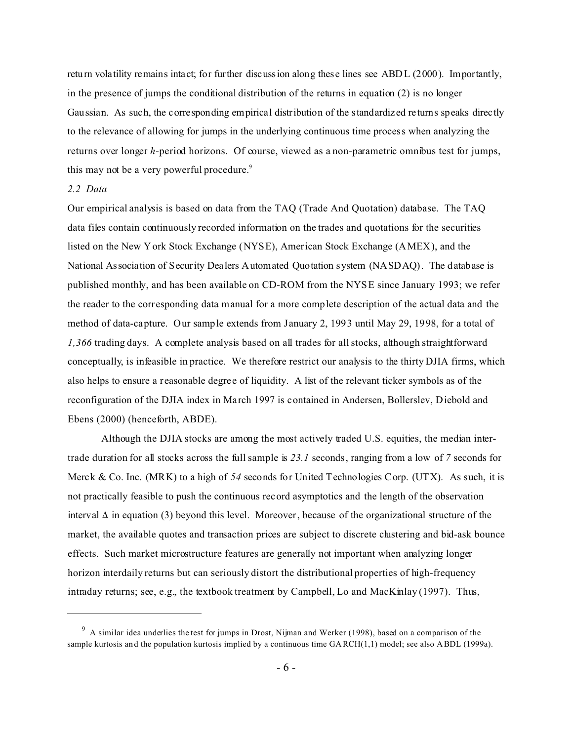return volatility remains intact; for further discussion along these lines see ABDL (2000). Importantly, in the presence of jumps the conditional distribution of the returns in equation (2) is no longer Gaussian. As such, the corresponding empirical distribution of the standardized returns speaks directly to the relevance of allowing for jumps in the underlying continuous time process when analyzing the returns over longer $h$-period horizons. Of course, viewed as a non-parametric omnibus test for jumps, this may not be a very powerful procedure.[9]

*2.2 Data*

Our empirical analysis is based on data from the TAQ (Trade And Quotation) database. The TAQ data files contain continuously recorded information on the trades and quotations for the securities listed on the New York Stock Exchange (NYSE), American Stock Exchange (AMEX), and the National Association of Security Dealers Automated Quotation system (NASDAQ). The database is published monthly, and has been available on CD-ROM from the NYSE since January 1993; we refer the reader to the corresponding data manual for a more complete description of the actual data and the method of data-capture. Our sample extends from January 2, 1993 until May 29, 1998, for a total of *1,366* trading days. A complete analysis based on all trades for all stocks, although straightforward conceptually, is infeasible in practice. We therefore restrict our analysis to the thirty DJIA firms, which also helps to ensure a reasonable degree of liquidity. A list of the relevant ticker symbols as of the reconfiguration of the DJIA index in March 1997 is contained in Andersen, Bollerslev, Diebold and Ebens (2000) (henceforth, ABDE).

Although the DJIA stocks are among the most actively traded U.S. equities, the median inter-trade duration for all stocks across the full sample is *23.1* seconds, ranging from a low of *7* seconds for Merck & Co. Inc. (MRK) to a high of *54* seconds for United Technologies Corp. (UTX). As such, it is not practically feasible to push the continuous record asymptotics and the length of the observation interval $\Delta$ in equation (3) beyond this level. Moreover, because of the organizational structure of the market, the available quotes and transaction prices are subject to discrete clustering and bid-ask bounce effects. Such market microstructure features are generally not important when analyzing longer horizon interdaily returns but can seriously distort the distributional properties of high-frequency intraday returns; see, e.g., the textbook treatment by Campbell, Lo and MacKinlay (1997). Thus,

---

[9] A similar idea underlies the test for jumps in Drost, Nijman and Werker (1998), based on a comparison of the sample kurtosis and the population kurtosis implied by a continuous time GARCH(1,1) model; see also ABDL (1999a).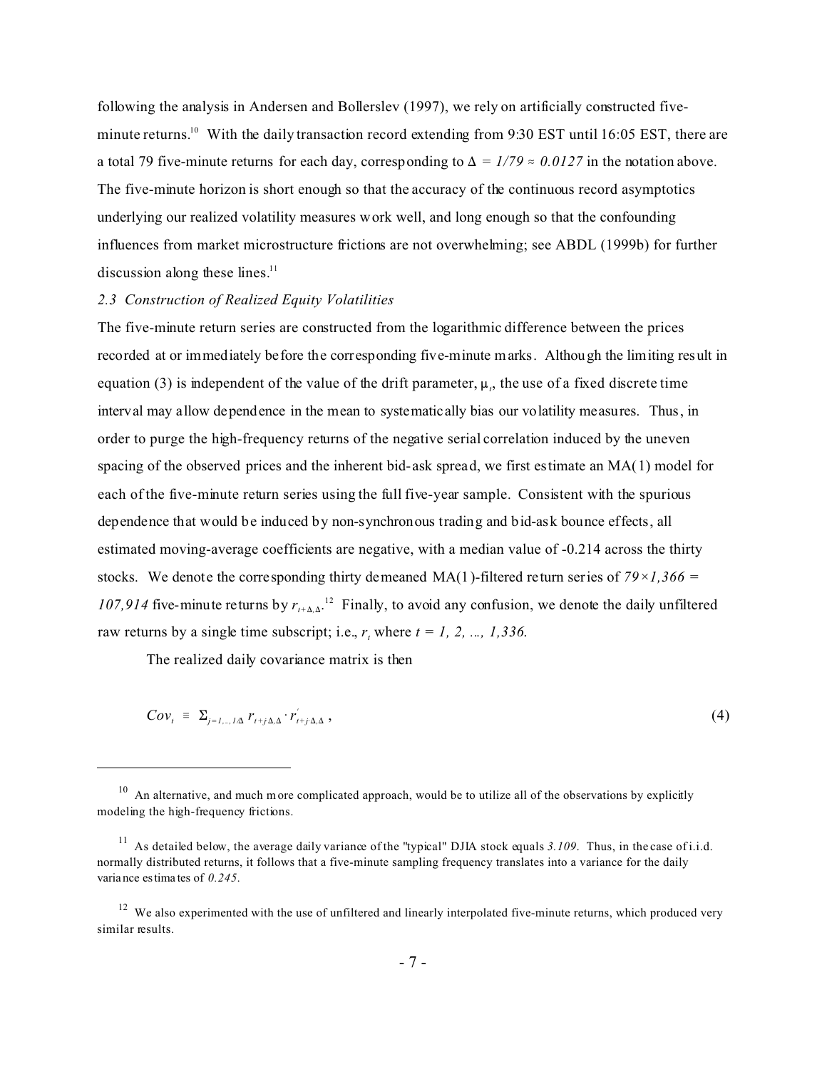following the analysis in Andersen and Bollerslev (1997), we rely on artificially constructed five-minute returns.[10] With the daily transaction record extending from 9:30 EST until 16:05 EST, there are a total 79 five-minute returns for each day, corresponding to $\Delta = 1/79 \approx 0.0127$ in the notation above. The five-minute horizon is short enough so that the accuracy of the continuous record asymptotics underlying our realized volatility measures work well, and long enough so that the confounding influences from market microstructure frictions are not overwhelming; see ABDL (1999b) for further discussion along these lines.[11]

### *2.3 Construction of Realized Equity Volatilities*

The five-minute return series are constructed from the logarithmic difference between the prices recorded at or immediately before the corresponding five-minute marks. Although the limiting result in equation (3) is independent of the value of the drift parameter, $\mu_t$, the use of a fixed discrete time interval may allow dependence in the mean to systematically bias our volatility measures. Thus, in order to purge the high-frequency returns of the negative serial correlation induced by the uneven spacing of the observed prices and the inherent bid-ask spread, we first estimate an MA(1) model for each of the five-minute return series using the full five-year sample. Consistent with the spurious dependence that would be induced by non-synchronous trading and bid-ask bounce effects, all estimated moving-average coefficients are negative, with a median value of -0.214 across the thirty stocks. We denote the corresponding thirty demeaned MA(1)-filtered return series of $79 \times 1{,}366 = 107{,}914$ five-minute returns by $r_{t+\Delta,\Delta}$.[12] Finally, to avoid any confusion, we denote the daily unfiltered raw returns by a single time subscript; i.e., $r_t$ where $t = 1, 2, \ldots, 1{,}336$.

The realized daily covariance matrix is then

$$Cov_t \equiv \Sigma_{j=1,..,1/\Delta}\, r_{t+j\Delta,\Delta} \cdot r'_{t+j\Delta,\Delta}\,, \tag{4}$$

---

[10] An alternative, and much more complicated approach, would be to utilize all of the observations by explicitly modeling the high-frequency frictions.

[11] As detailed below, the average daily variance of the "typical" DJIA stock equals *3.109*. Thus, in the case of i.i.d. normally distributed returns, it follows that a five-minute sampling frequency translates into a variance for the daily variance estimates of *0.245*.

[12] We also experimented with the use of unfiltered and linearly interpolated five-minute returns, which produced very similar results.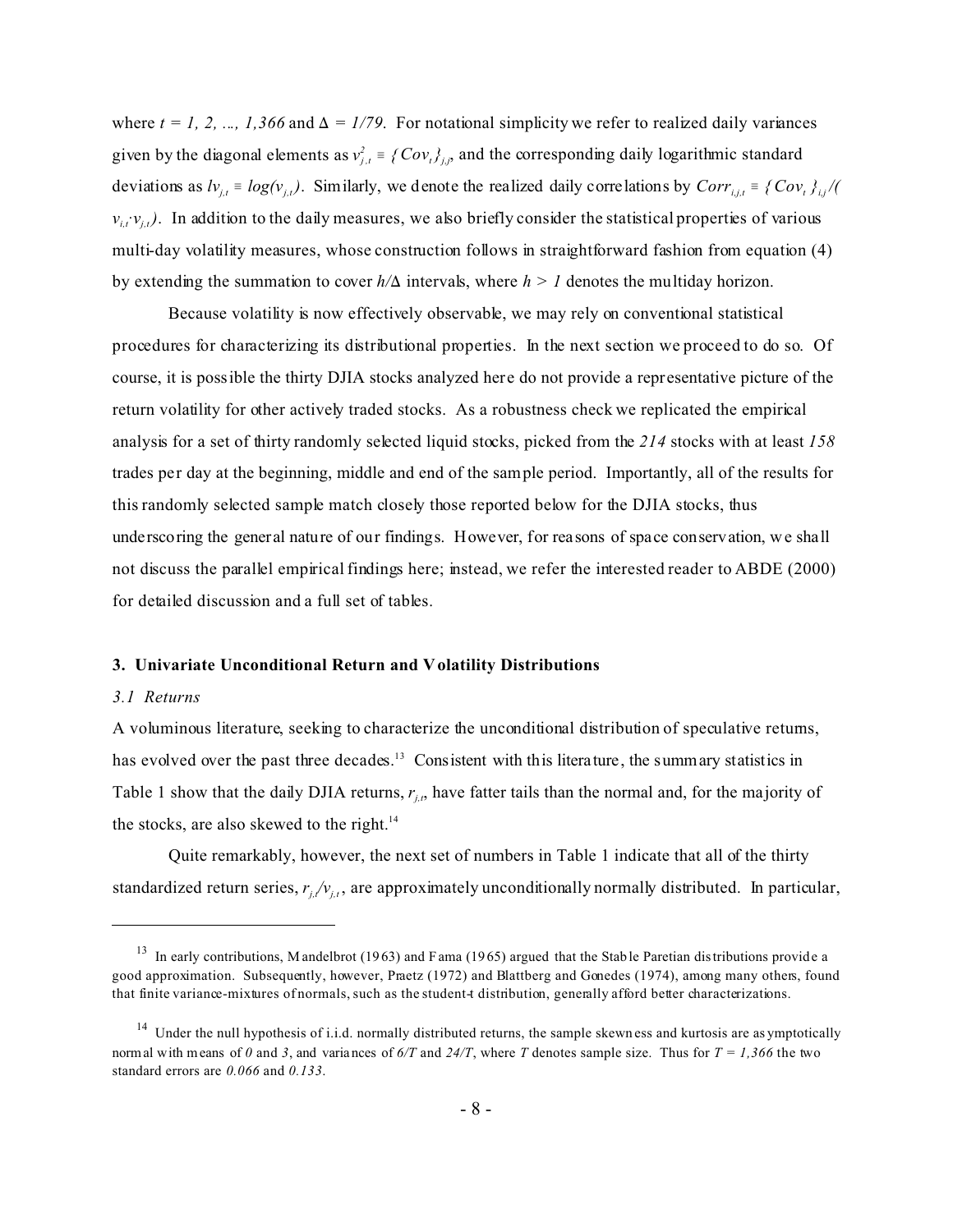where $t = 1, 2, ..., 1{,}366$ and $\Delta = 1/79$. For notational simplicity we refer to realized daily variances given by the diagonal elements as $v^2_{j,t} \equiv \{Cov_t\}_{j,j}$, and the corresponding daily logarithmic standard deviations as $lv_{j,t} \equiv log(v_{j,t})$. Similarly, we denote the realized daily correlations by $Corr_{i,j,t} \equiv \{Cov_t\}_{i,j}/(v_{i,t} \cdot v_{j,t})$. In addition to the daily measures, we also briefly consider the statistical properties of various multi-day volatility measures, whose construction follows in straightforward fashion from equation (4) by extending the summation to cover $h/\Delta$ intervals, where $h > 1$ denotes the multiday horizon.

Because volatility is now effectively observable, we may rely on conventional statistical procedures for characterizing its distributional properties. In the next section we proceed to do so. Of course, it is possible the thirty DJIA stocks analyzed here do not provide a representative picture of the return volatility for other actively traded stocks. As a robustness check we replicated the empirical analysis for a set of thirty randomly selected liquid stocks, picked from the *214* stocks with at least *158* trades per day at the beginning, middle and end of the sample period. Importantly, all of the results for this randomly selected sample match closely those reported below for the DJIA stocks, thus underscoring the general nature of our findings. However, for reasons of space conservation, we shall not discuss the parallel empirical findings here; instead, we refer the interested reader to ABDE (2000) for detailed discussion and a full set of tables.

### 3. Univariate Unconditional Return and Volatility Distributions

#### *3.1 Returns*

A voluminous literature, seeking to characterize the unconditional distribution of speculative returns, has evolved over the past three decades.[13] Consistent with this literature, the summary statistics in Table 1 show that the daily DJIA returns, $r_{j,t}$, have fatter tails than the normal and, for the majority of the stocks, are also skewed to the right.[14]

Quite remarkably, however, the next set of numbers in Table 1 indicate that all of the thirty standardized return series, $r_{j,t}/v_{j,t}$, are approximately unconditionally normally distributed. In particular,

---

[13] In early contributions, Mandelbrot (1963) and Fama (1965) argued that the Stable Paretian distributions provide a good approximation. Subsequently, however, Praetz (1972) and Blattberg and Gonedes (1974), among many others, found that finite variance-mixtures of normals, such as the student-*t* distribution, generally afford better characterizations.

[14] Under the null hypothesis of i.i.d. normally distributed returns, the sample skewness and kurtosis are asymptotically normal with means of *0* and *3*, and variances of $6/T$ and $24/T$, where $T$ denotes sample size. Thus for $T = 1{,}366$ the two standard errors are *0.066* and *0.133*.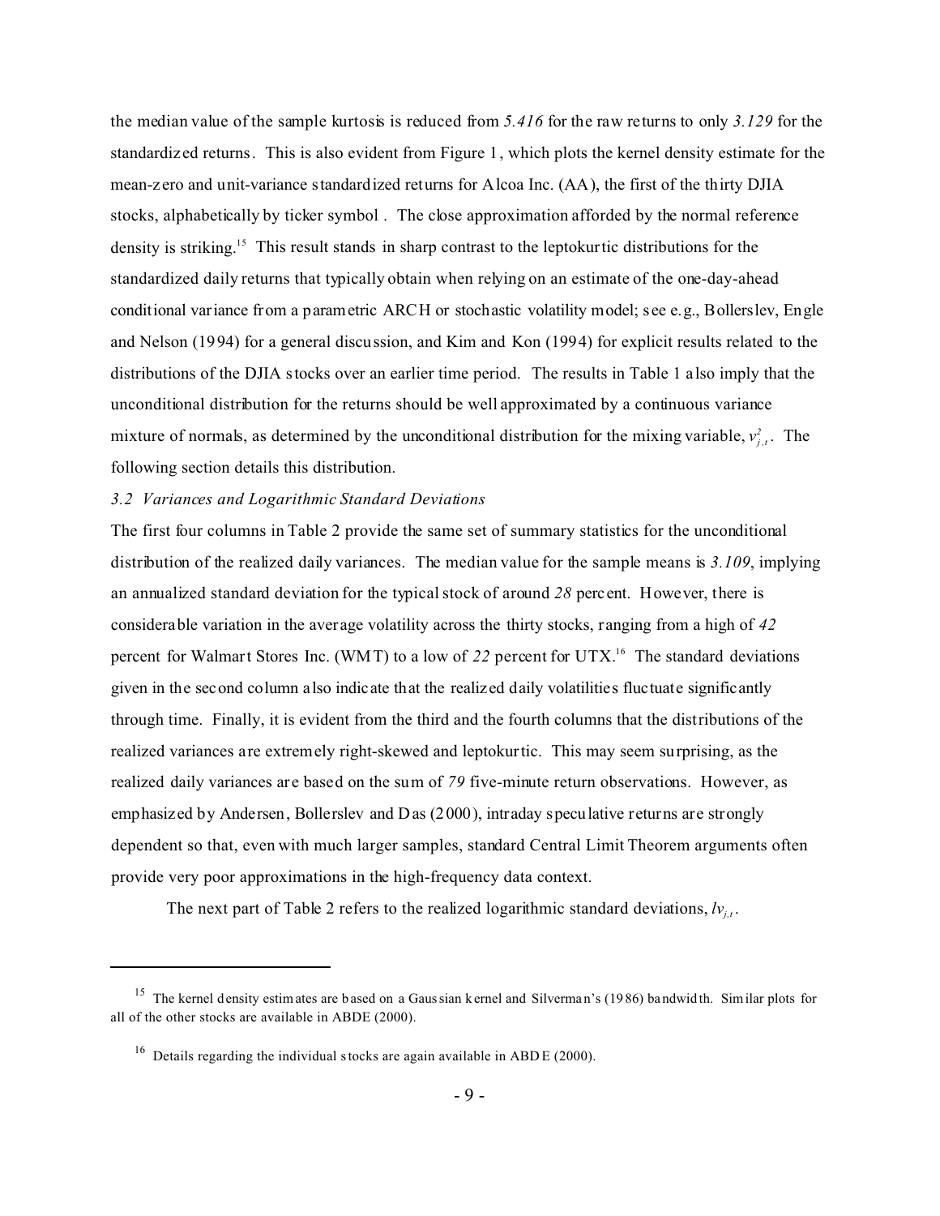the median value of the sample kurtosis is reduced from *5.416* for the raw returns to only *3.129* for the standardized returns. This is also evident from Figure 1, which plots the kernel density estimate for the mean-zero and unit-variance standardized returns for Alcoa Inc. (AA), the first of the thirty DJIA stocks, alphabetically by ticker symbol . The close approximation afforded by the normal reference density is striking.[15] This result stands in sharp contrast to the leptokurtic distributions for the standardized daily returns that typically obtain when relying on an estimate of the one-day-ahead conditional variance from a parametric ARCH or stochastic volatility model; see e.g., Bollerslev, Engle and Nelson (1994) for a general discussion, and Kim and Kon (1994) for explicit results related to the distributions of the DJIA stocks over an earlier time period. The results in Table 1 also imply that the unconditional distribution for the returns should be well approximated by a continuous variance mixture of normals, as determined by the unconditional distribution for the mixing variable, $v^2_{j,t}$. The following section details this distribution.

*3.2 Variances and Logarithmic Standard Deviations*

The first four columns in Table 2 provide the same set of summary statistics for the unconditional distribution of the realized daily variances. The median value for the sample means is *3.109*, implying an annualized standard deviation for the typical stock of around *28* percent. However, there is considerable variation in the average volatility across the thirty stocks, ranging from a high of *42* percent for Walmart Stores Inc. (WMT) to a low of *22* percent for UTX.[16] The standard deviations given in the second column also indicate that the realized daily volatilities fluctuate significantly through time. Finally, it is evident from the third and the fourth columns that the distributions of the realized variances are extremely right-skewed and leptokurtic. This may seem surprising, as the realized daily variances are based on the sum of *79* five-minute return observations. However, as emphasized by Andersen, Bollerslev and Das (2000), intraday speculative returns are strongly dependent so that, even with much larger samples, standard Central Limit Theorem arguments often provide very poor approximations in the high-frequency data context.

The next part of Table 2 refers to the realized logarithmic standard deviations, $lv_{j,t}$.

---

[15] The kernel density estimates are based on a Gaussian kernel and Silverman's (1986) bandwidth. Similar plots for all of the other stocks are available in ABDE (2000).

[16] Details regarding the individual stocks are again available in ABDE (2000).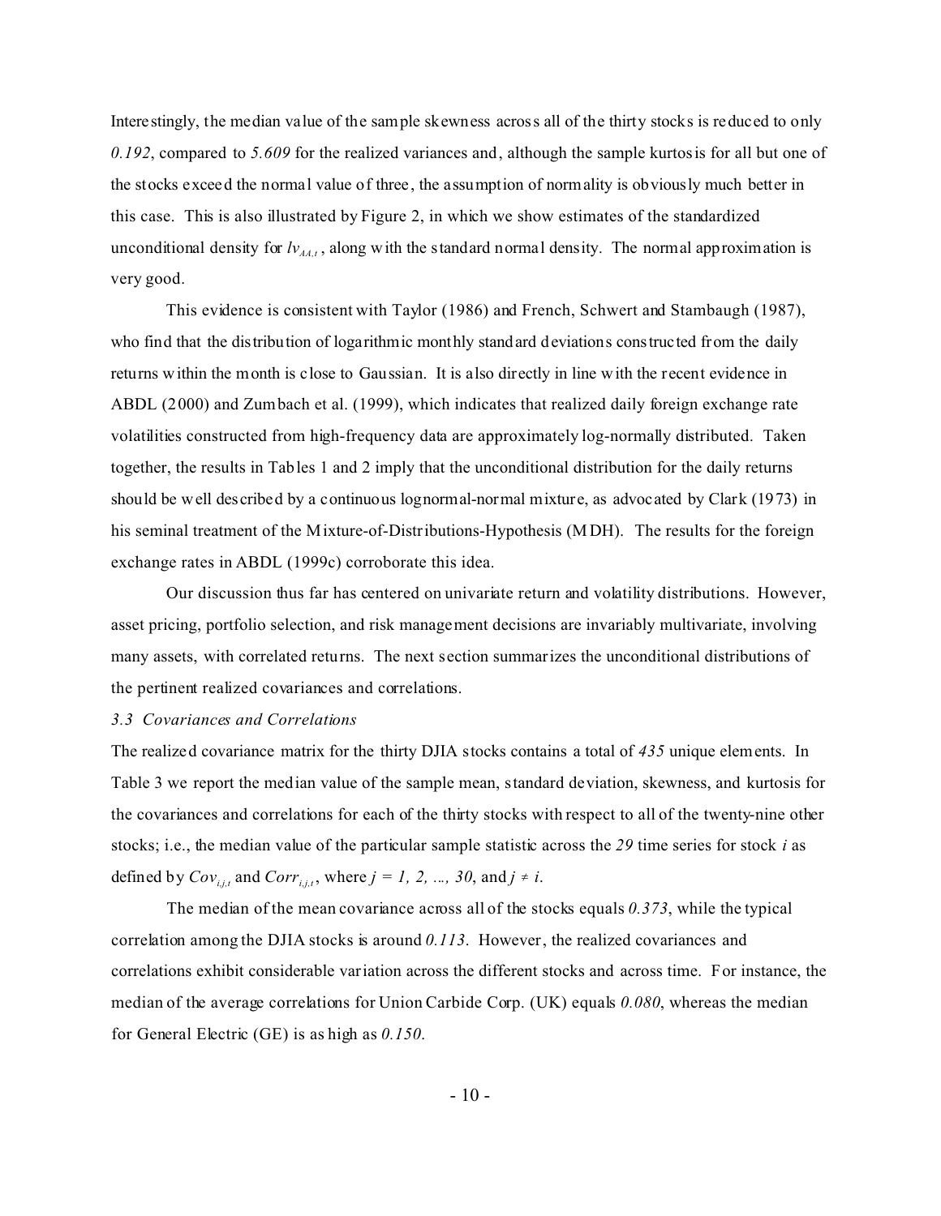Interestingly, the median value of the sample skewness across all of the thirty stocks is reduced to only *0.192*, compared to *5.609* for the realized variances and, although the sample kurtosis for all but one of the stocks exceed the normal value of three, the assumption of normality is obviously much better in this case. This is also illustrated by Figure 2, in which we show estimates of the standardized unconditional density for $lv_{AA,t}$, along with the standard normal density. The normal approximation is very good.

This evidence is consistent with Taylor (1986) and French, Schwert and Stambaugh (1987), who find that the distribution of logarithmic monthly standard deviations constructed from the daily returns within the month is close to Gaussian. It is also directly in line with the recent evidence in ABDL (2000) and Zumbach et al. (1999), which indicates that realized daily foreign exchange rate volatilities constructed from high-frequency data are approximately log-normally distributed. Taken together, the results in Tables 1 and 2 imply that the unconditional distribution for the daily returns should be well described by a continuous lognormal-normal mixture, as advocated by Clark (1973) in his seminal treatment of the Mixture-of-Distributions-Hypothesis (MDH). The results for the foreign exchange rates in ABDL (1999c) corroborate this idea.

Our discussion thus far has centered on univariate return and volatility distributions. However, asset pricing, portfolio selection, and risk management decisions are invariably multivariate, involving many assets, with correlated returns. The next section summarizes the unconditional distributions of the pertinent realized covariances and correlations.

### *3.3 Covariances and Correlations*

The realized covariance matrix for the thirty DJIA stocks contains a total of *435* unique elements. In Table 3 we report the median value of the sample mean, standard deviation, skewness, and kurtosis for the covariances and correlations for each of the thirty stocks with respect to all of the twenty-nine other stocks; i.e., the median value of the particular sample statistic across the *29* time series for stock $i$ as defined by $Cov_{i,j,t}$ and $Corr_{i,j,t}$, where $j = 1, 2, ..., 30$, and $j \neq i$.

The median of the mean covariance across all of the stocks equals *0.373*, while the typical correlation among the DJIA stocks is around *0.113*. However, the realized covariances and correlations exhibit considerable variation across the different stocks and across time. For instance, the median of the average correlations for Union Carbide Corp. (UK) equals *0.080*, whereas the median for General Electric (GE) is as high as *0.150*.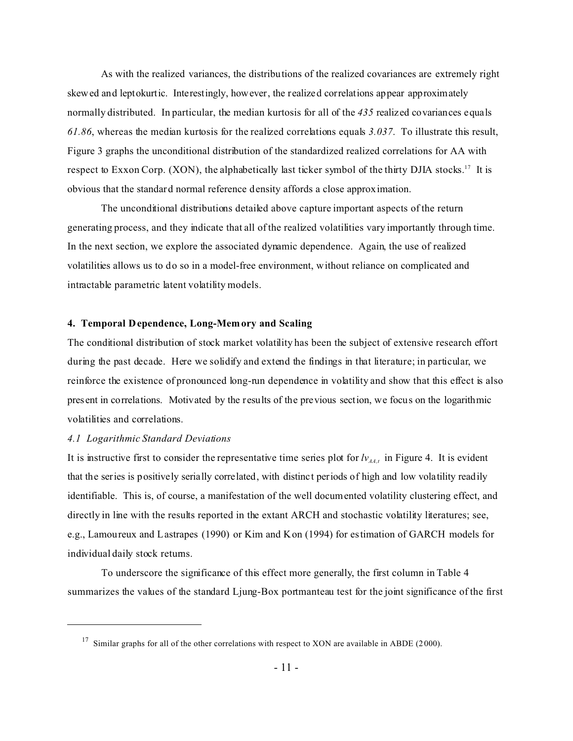As with the realized variances, the distributions of the realized covariances are extremely right skewed and leptokurtic. Interestingly, however, the realized correlations appear approximately normally distributed. In particular, the median kurtosis for all of the *435* realized covariances equals *61.86*, whereas the median kurtosis for the realized correlations equals *3.037*. To illustrate this result, Figure 3 graphs the unconditional distribution of the standardized realized correlations for AA with respect to Exxon Corp. (XON), the alphabetically last ticker symbol of the thirty DJIA stocks.[17] It is obvious that the standard normal reference density affords a close approximation.

The unconditional distributions detailed above capture important aspects of the return generating process, and they indicate that all of the realized volatilities vary importantly through time. In the next section, we explore the associated dynamic dependence. Again, the use of realized volatilities allows us to do so in a model-free environment, without reliance on complicated and intractable parametric latent volatility models.

## 4. Temporal Dependence, Long-Memory and Scaling

The conditional distribution of stock market volatility has been the subject of extensive research effort during the past decade. Here we solidify and extend the findings in that literature; in particular, we reinforce the existence of pronounced long-run dependence in volatility and show that this effect is also present in correlations. Motivated by the results of the previous section, we focus on the logarithmic volatilities and correlations.

### *4.1 Logarithmic Standard Deviations*

It is instructive first to consider the representative time series plot for $lv_{AA,t}$ in Figure 4. It is evident that the series is positively serially correlated, with distinct periods of high and low volatility readily identifiable. This is, of course, a manifestation of the well documented volatility clustering effect, and directly in line with the results reported in the extant ARCH and stochastic volatility literatures; see, e.g., Lamoureux and Lastrapes (1990) or Kim and Kon (1994) for estimation of GARCH models for individual daily stock returns.

To underscore the significance of this effect more generally, the first column in Table 4 summarizes the values of the standard Ljung-Box portmanteau test for the joint significance of the first

[17] Similar graphs for all of the other correlations with respect to XON are available in ABDE (2000).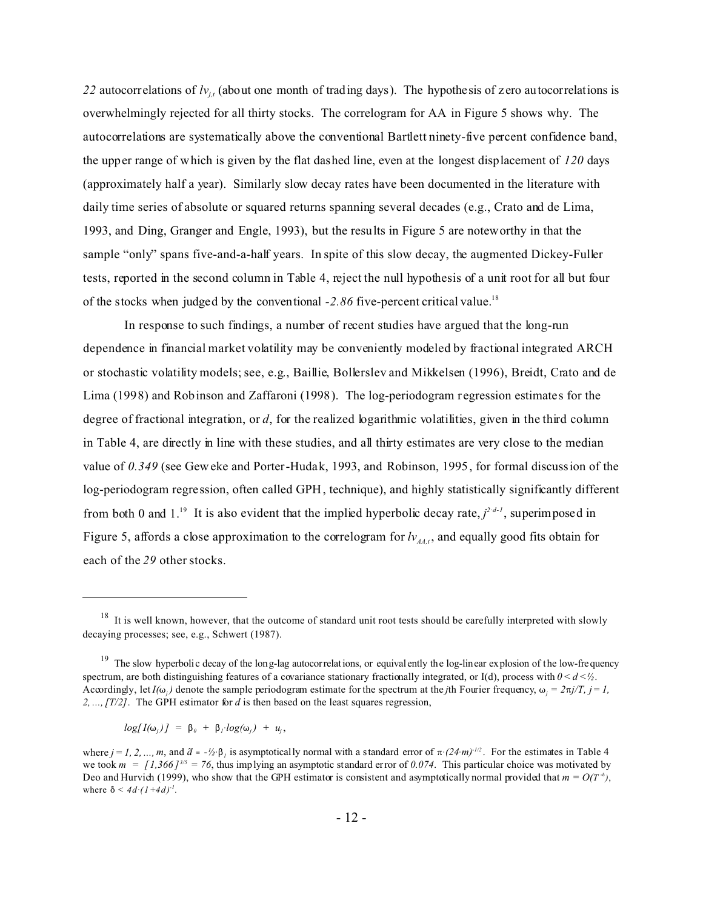*22* autocorrelations of $lv_{j,t}$ (about one month of trading days). The hypothesis of zero autocorrelations is overwhelmingly rejected for all thirty stocks. The correlogram for AA in Figure 5 shows why. The autocorrelations are systematically above the conventional Bartlett ninety-five percent confidence band, the upper range of which is given by the flat dashed line, even at the longest displacement of *120* days (approximately half a year). Similarly slow decay rates have been documented in the literature with daily time series of absolute or squared returns spanning several decades (e.g., Crato and de Lima, 1993, and Ding, Granger and Engle, 1993), but the results in Figure 5 are noteworthy in that the sample "only" spans five-and-a-half years. In spite of this slow decay, the augmented Dickey-Fuller tests, reported in the second column in Table 4, reject the null hypothesis of a unit root for all but four of the stocks when judged by the conventional *-2.86* five-percent critical value.[18]

In response to such findings, a number of recent studies have argued that the long-run dependence in financial market volatility may be conveniently modeled by fractional integrated ARCH or stochastic volatility models; see, e.g., Baillie, Bollerslev and Mikkelsen (1996), Breidt, Crato and de Lima (1998) and Robinson and Zaffaroni (1998). The log-periodogram regression estimates for the degree of fractional integration, or $d$, for the realized logarithmic volatilities, given in the third column in Table 4, are directly in line with these studies, and all thirty estimates are very close to the median value of *0.349* (see Geweke and Porter-Hudak, 1993, and Robinson, 1995, for formal discussion of the log-periodogram regression, often called GPH, technique), and highly statistically significantly different from both 0 and 1.[19] It is also evident that the implied hyperbolic decay rate, $j^{2 \cdot d-1}$, superimposed in Figure 5, affords a close approximation to the correlogram for $lv_{AA,t}$, and equally good fits obtain for each of the *29* other stocks.

---

[18] It is well known, however, that the outcome of standard unit root tests should be carefully interpreted with slowly decaying processes; see, e.g., Schwert (1987).

[19] The slow hyperbolic decay of the long-lag autocorrelations, or equivalently the log-linear explosion of the low-frequency spectrum, are both distinguishing features of a covariance stationary fractionally integrated, or I(d), process with $0 < d < ½$. Accordingly, let $I(\omega_j)$ denote the sample periodogram estimate for the spectrum at the $j$th Fourier frequency, $\omega_j = 2\pi j/T$, $j = 1, 2, ..., [T/2]$. The GPH estimator for $d$ is then based on the least squares regression,

$$log[\,I(\omega_j)\,] \;=\; \beta_0 \;+\; \beta_1 \cdot log(\omega_j) \;+\; u_j\,,$$

where $j = 1, 2, ..., m$, and $\hat{d} \equiv -½ \cdot \hat{\beta}_1$ is asymptotically normal with a standard error of $\pi \cdot (24 \cdot m)^{-1/2}$. For the estimates in Table 4 we took $m = [1{,}366]^{3/5} = 76$, thus implying an asymptotic standard error of *0.074*. This particular choice was motivated by Deo and Hurvich (1999), who show that the GPH estimator is consistent and asymptotically normal provided that $m = O(T^{\delta})$, where $\delta < 4d \cdot (1+4d)^{-1}$.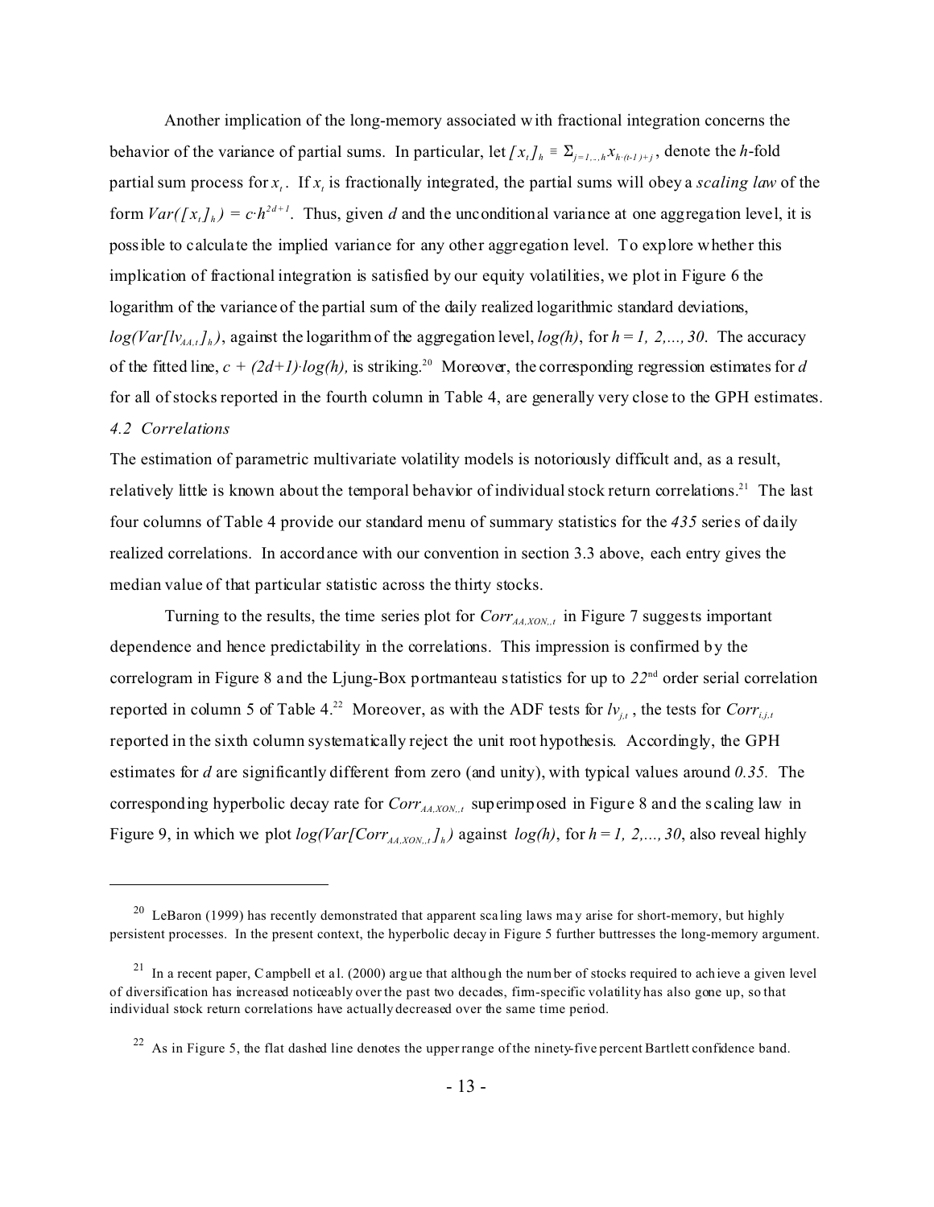Another implication of the long-memory associated with fractional integration concerns the behavior of the variance of partial sums. In particular, let $[x_t]_h \equiv \Sigma_{j=1,..,h} x_{h \cdot (t-1)+j}$, denote the *h*-fold partial sum process for $x_t$. If $x_t$ is fractionally integrated, the partial sums will obey a *scaling law* of the form $Var([x_t]_h) = c \cdot h^{2d+1}$. Thus, given *d* and the unconditional variance at one aggregation level, it is possible to calculate the implied variance for any other aggregation level. To explore whether this implication of fractional integration is satisfied by our equity volatilities, we plot in Figure 6 the logarithm of the variance of the partial sum of the daily realized logarithmic standard deviations, $log(Var[lv_{AA,t}]_h)$, against the logarithm of the aggregation level, $log(h)$, for $h = 1, 2, ..., 30$. The accuracy of the fitted line, $c + (2d+1) \cdot log(h)$, is striking.[20] Moreover, the corresponding regression estimates for *d* for all of stocks reported in the fourth column in Table 4, are generally very close to the GPH estimates.

### *4.2 Correlations*

The estimation of parametric multivariate volatility models is notoriously difficult and, as a result, relatively little is known about the temporal behavior of individual stock return correlations.[21] The last four columns of Table 4 provide our standard menu of summary statistics for the *435* series of daily realized correlations. In accordance with our convention in section 3.3 above, each entry gives the median value of that particular statistic across the thirty stocks.

Turning to the results, the time series plot for $Corr_{AA,XON,t}$ in Figure 7 suggests important dependence and hence predictability in the correlations. This impression is confirmed by the correlogram in Figure 8 and the Ljung-Box portmanteau statistics for up to *22*nd order serial correlation reported in column 5 of Table 4.[22] Moreover, as with the ADF tests for $lv_{j,t}$, the tests for $Corr_{i,j,t}$ reported in the sixth column systematically reject the unit root hypothesis. Accordingly, the GPH estimates for *d* are significantly different from zero (and unity), with typical values around *0.35.* The corresponding hyperbolic decay rate for $Corr_{AA,XON,t}$ superimposed in Figure 8 and the scaling law in Figure 9, in which we plot $log(Var[Corr_{AA,XON,t}]_h)$ against $log(h)$, for $h = 1, 2, ..., 30$, also reveal highly

---

[20] LeBaron (1999) has recently demonstrated that apparent scaling laws may arise for short-memory, but highly persistent processes. In the present context, the hyperbolic decay in Figure 5 further buttresses the long-memory argument.

[21] In a recent paper, Campbell et al. (2000) argue that although the number of stocks required to achieve a given level of diversification has increased noticeably over the past two decades, firm-specific volatility has also gone up, so that individual stock return correlations have actually decreased over the same time period.

[22] As in Figure 5, the flat dashed line denotes the upper range of the ninety-five percent Bartlett confidence band.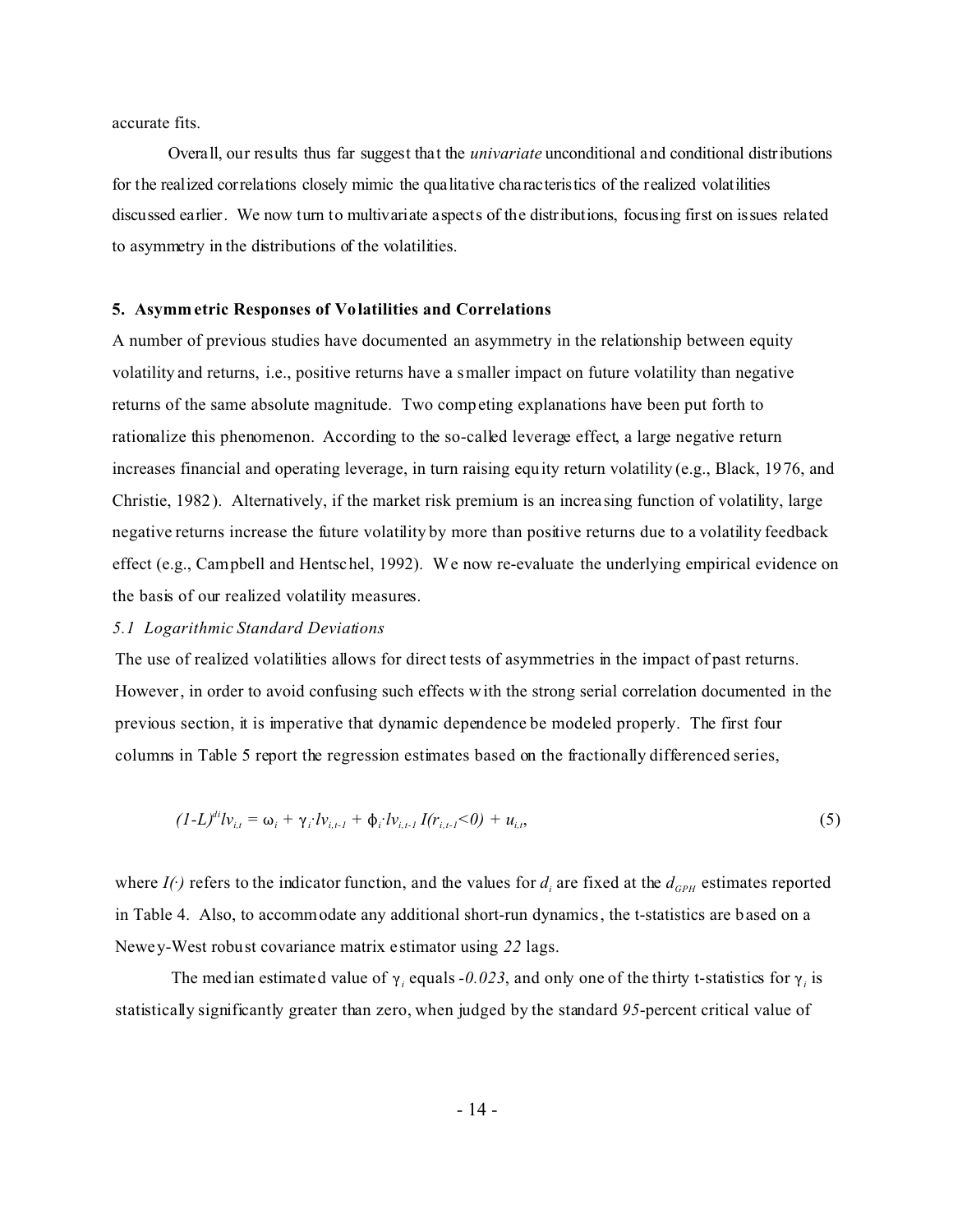accurate fits.

Overall, our results thus far suggest that the *univariate* unconditional and conditional distributions for the realized correlations closely mimic the qualitative characteristics of the realized volatilities discussed earlier. We now turn to multivariate aspects of the distributions, focusing first on issues related to asymmetry in the distributions of the volatilities.

## 5. Asymmetric Responses of Volatilities and Correlations

A number of previous studies have documented an asymmetry in the relationship between equity volatility and returns, i.e., positive returns have a smaller impact on future volatility than negative returns of the same absolute magnitude. Two competing explanations have been put forth to rationalize this phenomenon. According to the so-called leverage effect, a large negative return increases financial and operating leverage, in turn raising equity return volatility (e.g., Black, 1976, and Christie, 1982). Alternatively, if the market risk premium is an increasing function of volatility, large negative returns increase the future volatility by more than positive returns due to a volatility feedback effect (e.g., Campbell and Hentschel, 1992). We now re-evaluate the underlying empirical evidence on the basis of our realized volatility measures.

### *5.1 Logarithmic Standard Deviations*

The use of realized volatilities allows for direct tests of asymmetries in the impact of past returns. However, in order to avoid confusing such effects with the strong serial correlation documented in the previous section, it is imperative that dynamic dependence be modeled properly. The first four columns in Table 5 report the regression estimates based on the fractionally differenced series,

$$(1-L)^{d_i} lv_{i,t} = \omega_i + \gamma_i \cdot lv_{i,t-1} + \phi_i \cdot lv_{i,t-1}\, I(r_{i,t-1}<0) + u_{i,t}, \tag{5}$$

where $I(\cdot)$ refers to the indicator function, and the values for $d_i$ are fixed at the $d_{GPH}$ estimates reported in Table 4. Also, to accommodate any additional short-run dynamics, the t-statistics are based on a Newey-West robust covariance matrix estimator using *22* lags.

The median estimated value of $\gamma_i$ equals *-0.023*, and only one of the thirty t-statistics for $\gamma_i$ is statistically significantly greater than zero, when judged by the standard *95*-percent critical value of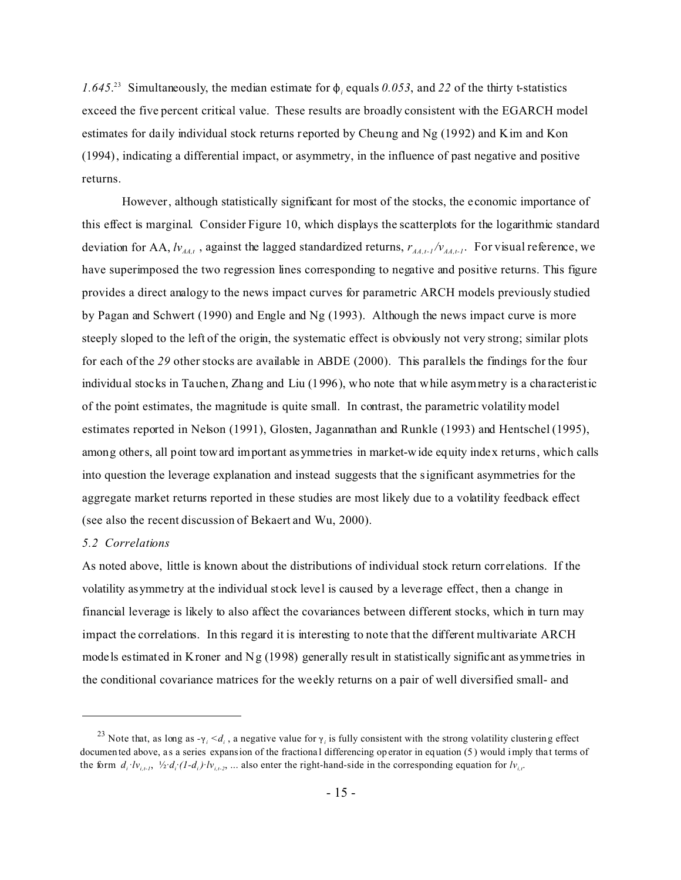$1.645$.[23] Simultaneously, the median estimate for $\phi_i$ equals $0.053$, and $22$ of the thirty t-statistics exceed the five percent critical value. These results are broadly consistent with the EGARCH model estimates for daily individual stock returns reported by Cheung and Ng (1992) and Kim and Kon (1994), indicating a differential impact, or asymmetry, in the influence of past negative and positive returns.

However, although statistically significant for most of the stocks, the economic importance of this effect is marginal. Consider Figure 10, which displays the scatterplots for the logarithmic standard deviation for AA, $lv_{AA,t}$, against the lagged standardized returns, $r_{AA,t-1}/v_{AA,t-1}$. For visual reference, we have superimposed the two regression lines corresponding to negative and positive returns. This figure provides a direct analogy to the news impact curves for parametric ARCH models previously studied by Pagan and Schwert (1990) and Engle and Ng (1993). Although the news impact curve is more steeply sloped to the left of the origin, the systematic effect is obviously not very strong; similar plots for each of the *29* other stocks are available in ABDE (2000). This parallels the findings for the four individual stocks in Tauchen, Zhang and Liu (1996), who note that while asymmetry is a characteristic of the point estimates, the magnitude is quite small. In contrast, the parametric volatility model estimates reported in Nelson (1991), Glosten, Jagannathan and Runkle (1993) and Hentschel (1995), among others, all point toward important asymmetries in market-wide equity index returns, which calls into question the leverage explanation and instead suggests that the significant asymmetries for the aggregate market returns reported in these studies are most likely due to a volatility feedback effect (see also the recent discussion of Bekaert and Wu, 2000).

*5.2 Correlations*

As noted above, little is known about the distributions of individual stock return correlations. If the volatility asymmetry at the individual stock level is caused by a leverage effect, then a change in financial leverage is likely to also affect the covariances between different stocks, which in turn may impact the correlations. In this regard it is interesting to note that the different multivariate ARCH models estimated in Kroner and Ng (1998) generally result in statistically significant asymmetries in the conditional covariance matrices for the weekly returns on a pair of well diversified small- and

---

[23] Note that, as long as $-\gamma_i < d_i$, a negative value for $\gamma_i$ is fully consistent with the strong volatility clustering effect documented above, as a series expansion of the fractional differencing operator in equation (5) would imply that terms of the form $d_i \cdot lv_{i,t-1}$, $\frac{1}{2} \cdot d_i \cdot (1-d_i) \cdot lv_{i,t-2}$, ... also enter the right-hand-side in the corresponding equation for $lv_{i,t}$.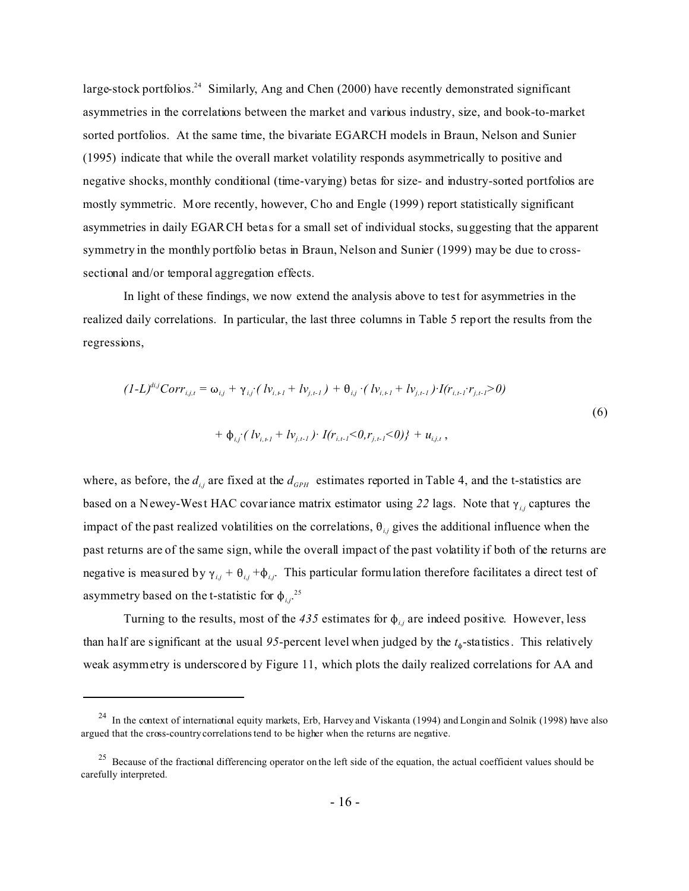large-stock portfolios.[24] Similarly, Ang and Chen (2000) have recently demonstrated significant asymmetries in the correlations between the market and various industry, size, and book-to-market sorted portfolios. At the same time, the bivariate EGARCH models in Braun, Nelson and Sunier (1995) indicate that while the overall market volatility responds asymmetrically to positive and negative shocks, monthly conditional (time-varying) betas for size- and industry-sorted portfolios are mostly symmetric. More recently, however, Cho and Engle (1999) report statistically significant asymmetries in daily EGARCH betas for a small set of individual stocks, suggesting that the apparent symmetry in the monthly portfolio betas in Braun, Nelson and Sunier (1999) may be due to cross-sectional and/or temporal aggregation effects.

In light of these findings, we now extend the analysis above to test for asymmetries in the realized daily correlations. In particular, the last three columns in Table 5 report the results from the regressions,

$$(1-L)^{d_{i,j}} Corr_{i,j,t} = \omega_{i,j} + \gamma_{i,j} \cdot ( lv_{i,t-1} + lv_{j,t-1} ) + \theta_{i,j} \cdot ( lv_{i,t-1} + lv_{j,t-1} ) \cdot I(r_{i,t-1} \cdot r_{j,t-1} > 0)$$
$$+ \phi_{i,j} \cdot ( lv_{i,t-1} + lv_{j,t-1} ) \cdot I(r_{i,t-1} < 0, r_{j,t-1} < 0)\} + u_{i,j,t} \,, \tag{6}$$

where, as before, the $d_{i,j}$ are fixed at the $d_{GPH}$ estimates reported in Table 4, and the t-statistics are based on a Newey-West HAC covariance matrix estimator using *22* lags. Note that $\gamma_{i,j}$ captures the impact of the past realized volatilities on the correlations, $\theta_{i,j}$ gives the additional influence when the past returns are of the same sign, while the overall impact of the past volatility if both of the returns are negative is measured by $\gamma_{i,j} + \theta_{i,j} + \phi_{i,j}$. This particular formulation therefore facilitates a direct test of asymmetry based on the t-statistic for $\phi_{i,j}$.[25]

Turning to the results, most of the *435* estimates for $\phi_{i,j}$ are indeed positive. However, less than half are significant at the usual *95*-percent level when judged by the $t_\phi$-statistics. This relatively weak asymmetry is underscored by Figure 11, which plots the daily realized correlations for AA and

---

[24] In the context of international equity markets, Erb, Harvey and Viskanta (1994) and Longin and Solnik (1998) have also argued that the cross-country correlations tend to be higher when the returns are negative.

[25] Because of the fractional differencing operator on the left side of the equation, the actual coefficient values should be carefully interpreted.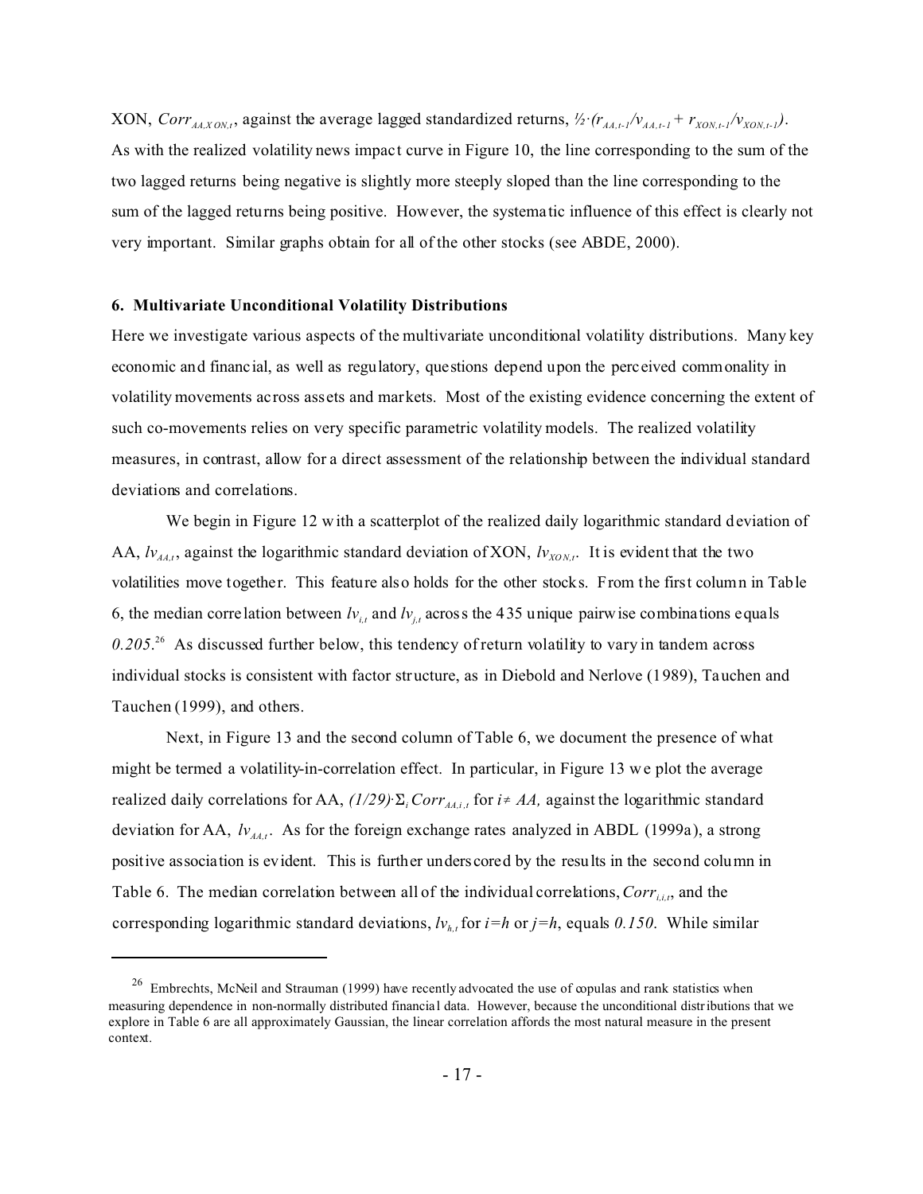XON, $Corr_{AA,XON,t}$, against the average lagged standardized returns, $\frac{1}{2}\cdot(r_{AA,t-1}/v_{AA,t-1} + r_{XON,t-1}/v_{XON,t-1})$. As with the realized volatility news impact curve in Figure 10, the line corresponding to the sum of the two lagged returns being negative is slightly more steeply sloped than the line corresponding to the sum of the lagged returns being positive. However, the systematic influence of this effect is clearly not very important. Similar graphs obtain for all of the other stocks (see ABDE, 2000).

## 6. Multivariate Unconditional Volatility Distributions

Here we investigate various aspects of the multivariate unconditional volatility distributions. Many key economic and financial, as well as regulatory, questions depend upon the perceived commonality in volatility movements across assets and markets. Most of the existing evidence concerning the extent of such co-movements relies on very specific parametric volatility models. The realized volatility measures, in contrast, allow for a direct assessment of the relationship between the individual standard deviations and correlations.

We begin in Figure 12 with a scatterplot of the realized daily logarithmic standard deviation of AA, $lv_{AA,t}$, against the logarithmic standard deviation of XON, $lv_{XON,t}$. It is evident that the two volatilities move together. This feature also holds for the other stocks. From the first column in Table 6, the median correlation between $lv_{i,t}$ and $lv_{j,t}$ across the 435 unique pairwise combinations equals *0.205*.[26] As discussed further below, this tendency of return volatility to vary in tandem across individual stocks is consistent with factor structure, as in Diebold and Nerlove (1989), Tauchen and Tauchen (1999), and others.

Next, in Figure 13 and the second column of Table 6, we document the presence of what might be termed a volatility-in-correlation effect. In particular, in Figure 13 we plot the average realized daily correlations for AA, $(1/29)\cdot\Sigma_i Corr_{AA,i,t}$ for $i \neq AA$, against the logarithmic standard deviation for AA, $lv_{AA,t}$. As for the foreign exchange rates analyzed in ABDL (1999a), a strong positive association is evident. This is further underscored by the results in the second column in Table 6. The median correlation between all of the individual correlations, $Corr_{i,j,t}$, and the corresponding logarithmic standard deviations, $lv_{h,t}$ for $i=h$ or $j=h$, equals *0.150*. While similar

---

[26] Embrechts, McNeil and Strauman (1999) have recently advocated the use of copulas and rank statistics when measuring dependence in non-normally distributed financial data. However, because the unconditional distributions that we explore in Table 6 are all approximately Gaussian, the linear correlation affords the most natural measure in the present context.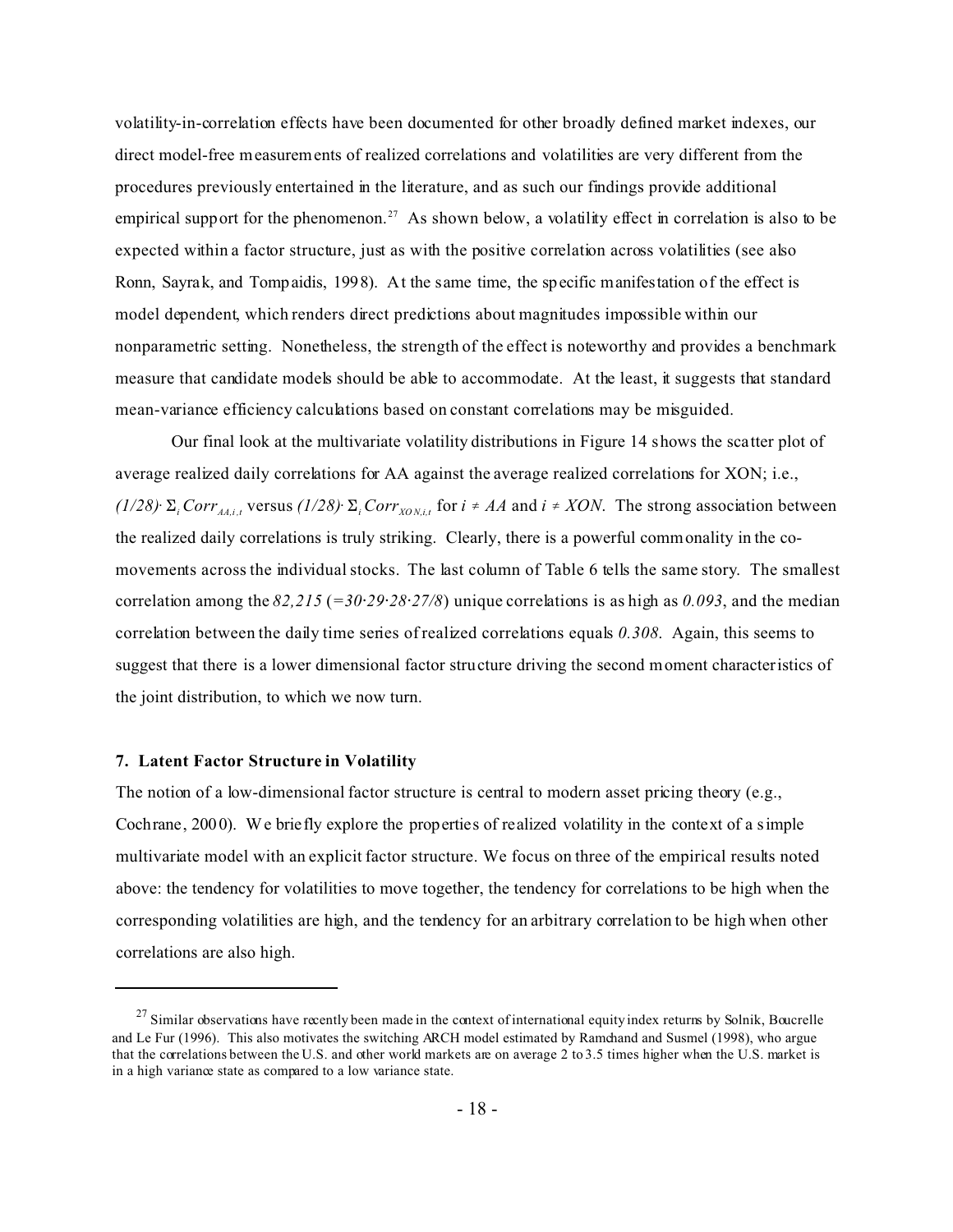volatility-in-correlation effects have been documented for other broadly defined market indexes, our direct model-free measurements of realized correlations and volatilities are very different from the procedures previously entertained in the literature, and as such our findings provide additional empirical support for the phenomenon.[27] As shown below, a volatility effect in correlation is also to be expected within a factor structure, just as with the positive correlation across volatilities (see also Ronn, Sayrak, and Tompaidis, 1998). At the same time, the specific manifestation of the effect is model dependent, which renders direct predictions about magnitudes impossible within our nonparametric setting. Nonetheless, the strength of the effect is noteworthy and provides a benchmark measure that candidate models should be able to accommodate. At the least, it suggests that standard mean-variance efficiency calculations based on constant correlations may be misguided.

Our final look at the multivariate volatility distributions in Figure 14 shows the scatter plot of average realized daily correlations for AA against the average realized correlations for XON; i.e., $(1/28)\cdot \Sigma_i Corr_{AA,i,t}$ versus $(1/28)\cdot \Sigma_i Corr_{XON,i,t}$ for $i \neq AA$ and $i \neq XON$. The strong association between the realized daily correlations is truly striking. Clearly, there is a powerful commonality in the co-movements across the individual stocks. The last column of Table 6 tells the same story. The smallest correlation among the *82,215* ($=30\cdot 29\cdot 28\cdot 27/8$) unique correlations is as high as *0.093*, and the median correlation between the daily time series of realized correlations equals *0.308*. Again, this seems to suggest that there is a lower dimensional factor structure driving the second moment characteristics of the joint distribution, to which we now turn.

## 7. Latent Factor Structure in Volatility

The notion of a low-dimensional factor structure is central to modern asset pricing theory (e.g., Cochrane, 2000). We briefly explore the properties of realized volatility in the context of a simple multivariate model with an explicit factor structure. We focus on three of the empirical results noted above: the tendency for volatilities to move together, the tendency for correlations to be high when the corresponding volatilities are high, and the tendency for an arbitrary correlation to be high when other correlations are also high.

---

[27] Similar observations have recently been made in the context of international equity index returns by Solnik, Boucrelle and Le Fur (1996). This also motivates the switching ARCH model estimated by Ramchand and Susmel (1998), who argue that the correlations between the U.S. and other world markets are on average 2 to 3.5 times higher when the U.S. market is in a high variance state as compared to a low variance state.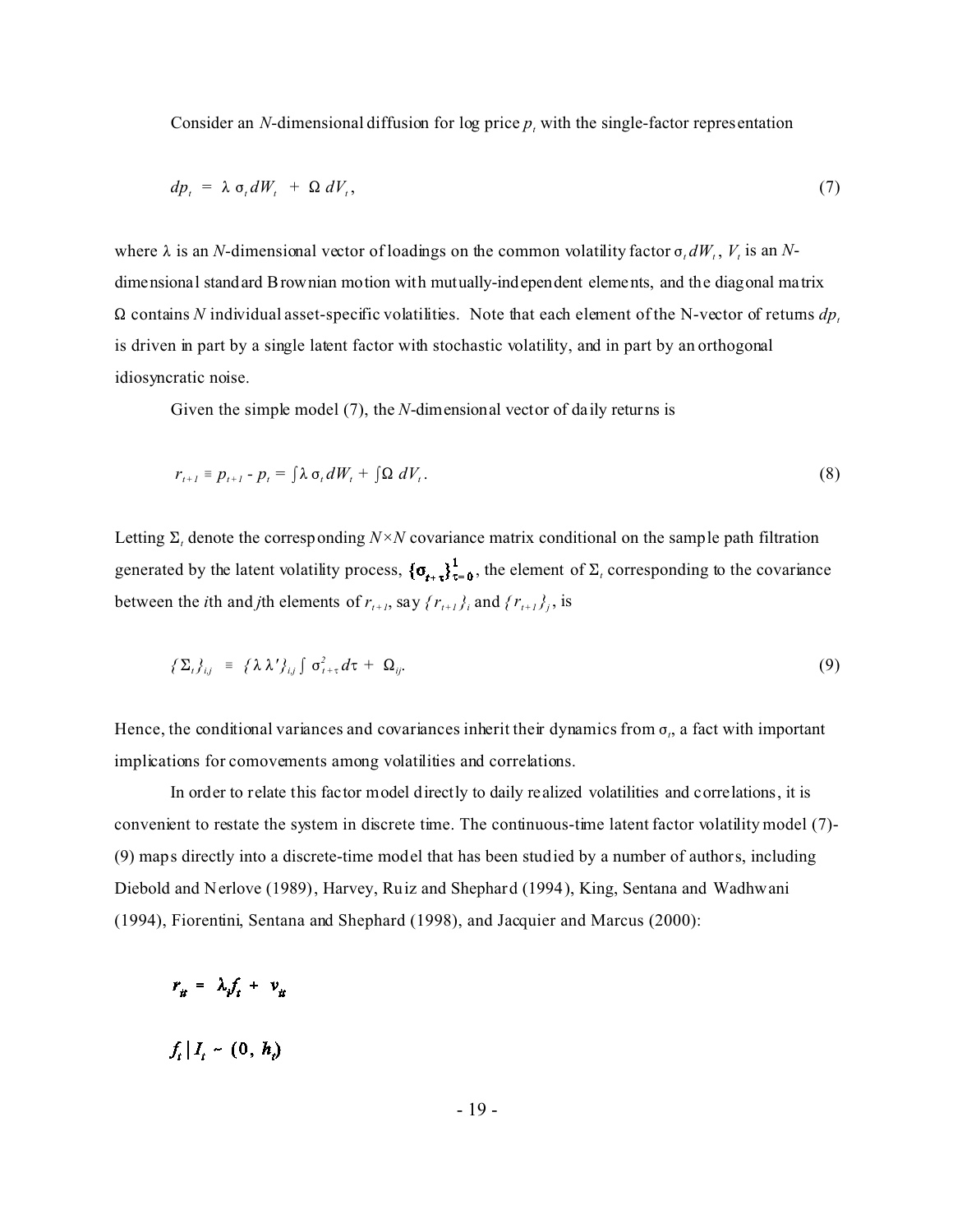Consider an $N$-dimensional diffusion for log price $p_t$ with the single-factor representation

$$dp_t = \lambda \, \sigma_t dW_t + \Omega \, dV_t , \tag{7}$$

where $\lambda$ is an $N$-dimensional vector of loadings on the common volatility factor $\sigma_t dW_t$, $V_t$ is an $N$-dimensional standard Brownian motion with mutually-independent elements, and the diagonal matrix $\Omega$ contains $N$ individual asset-specific volatilities. Note that each element of the N-vector of returns $dp_t$ is driven in part by a single latent factor with stochastic volatility, and in part by an orthogonal idiosyncratic noise.

Given the simple model (7), the $N$-dimensional vector of daily returns is

$$r_{t+1} \equiv p_{t+1} - p_t = \int \lambda \, \sigma_t dW_t + \int \Omega \, dV_t . \tag{8}$$

Letting $\Sigma_t$ denote the corresponding $N \times N$ covariance matrix conditional on the sample path filtration generated by the latent volatility process, $\{\sigma_{t+\tau}\}_{\tau=0}^{1}$, the element of $\Sigma_t$ corresponding to the covariance between the $i$th and $j$th elements of $r_{t+1}$, say $\{r_{t+1}\}_i$ and $\{r_{t+1}\}_j$, is

$$\{\Sigma_t\}_{i,j} \equiv \{\lambda \lambda'\}_{i,j} \int \sigma^2_{t+\tau} d\tau + \Omega_{ij}. \tag{9}$$

Hence, the conditional variances and covariances inherit their dynamics from $\sigma_t$, a fact with important implications for comovements among volatilities and correlations.

In order to relate this factor model directly to daily realized volatilities and correlations, it is convenient to restate the system in discrete time. The continuous-time latent factor volatility model (7)-(9) maps directly into a discrete-time model that has been studied by a number of authors, including Diebold and Nerlove (1989), Harvey, Ruiz and Shephard (1994), King, Sentana and Wadhwani (1994), Fiorentini, Sentana and Shephard (1998), and Jacquier and Marcus (2000):

$$r_{it} = \lambda_i f_t + v_{it}$$

$$f_t \,|\, I_t \sim (0, h_t)$$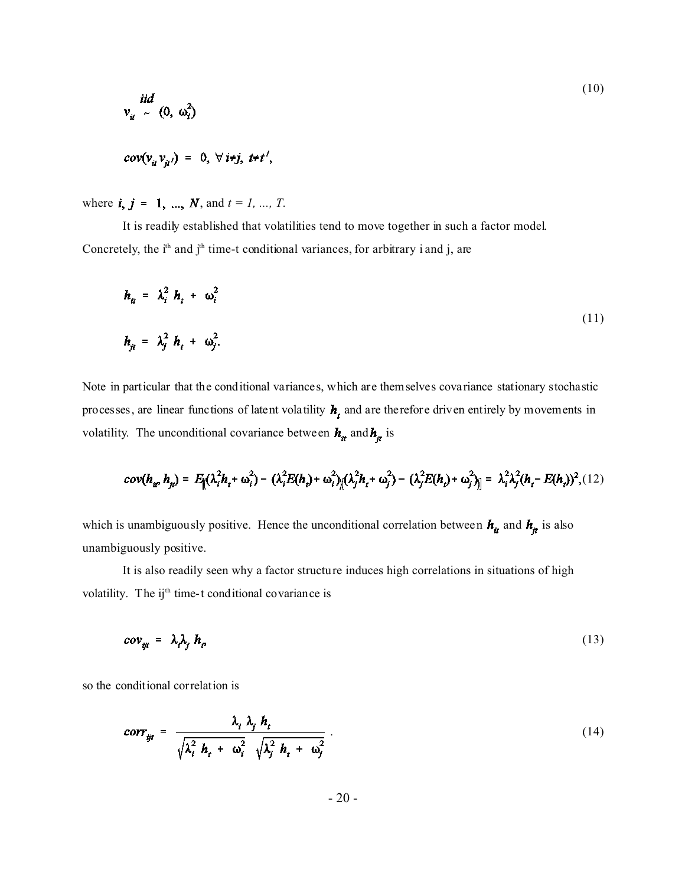$$v_{it} \overset{iid}{\sim} (0,\ \omega_i^2)$$

$$cov(v_{it}\, v_{jt'}) \;=\; 0,\ \forall\, i{\neq}j,\ t{\neq}t', \tag{10}$$

where $i, j = 1, \ldots, N$, and $t = 1, \ldots, T$.

It is readily established that volatilities tend to move together in such a factor model. Concretely, the i[th] and j[th] time-t conditional variances, for arbitrary i and j, are

$$h_{it} \;=\; \lambda_i^2\ h_t \;+\; \omega_i^2$$

$$h_{jt} \;=\; \lambda_j^2\ h_t \;+\; \omega_j^2. \tag{11}$$

Note in particular that the conditional variances, which are themselves covariance stationary stochastic processes, are linear functions of latent volatility $h_t$ and are therefore driven entirely by movements in volatility. The unconditional covariance between $h_{it}$ and $h_{jt}$ is

$$cov(h_{it}, h_{jt}) = E\Big[\big((\lambda_i^2 h_t + \omega_i^2) - (\lambda_i^2 E(h_t) + \omega_i^2)\big)\big((\lambda_j^2 h_t + \omega_j^2) - (\lambda_j^2 E(h_t) + \omega_j^2)\big)\Big] = \lambda_i^2 \lambda_j^2 (h_t - E(h_t))^2, \tag{12}$$

which is unambiguously positive. Hence the unconditional correlation between $h_{it}$ and $h_{jt}$ is also unambiguously positive.

It is also readily seen why a factor structure induces high correlations in situations of high volatility. The ij[th] time-t conditional covariance is

$$cov_{ijt} \;=\; \lambda_i \lambda_j\ h_t, \tag{13}$$

so the conditional correlation is

$$corr_{ijt} \;=\; \frac{\lambda_i\ \lambda_j\ h_t}{\sqrt{\lambda_i^2\ h_t \;+\; \omega_i^2}\ \sqrt{\lambda_j^2\ h_t \;+\; \omega_j^2}}\ . \tag{14}$$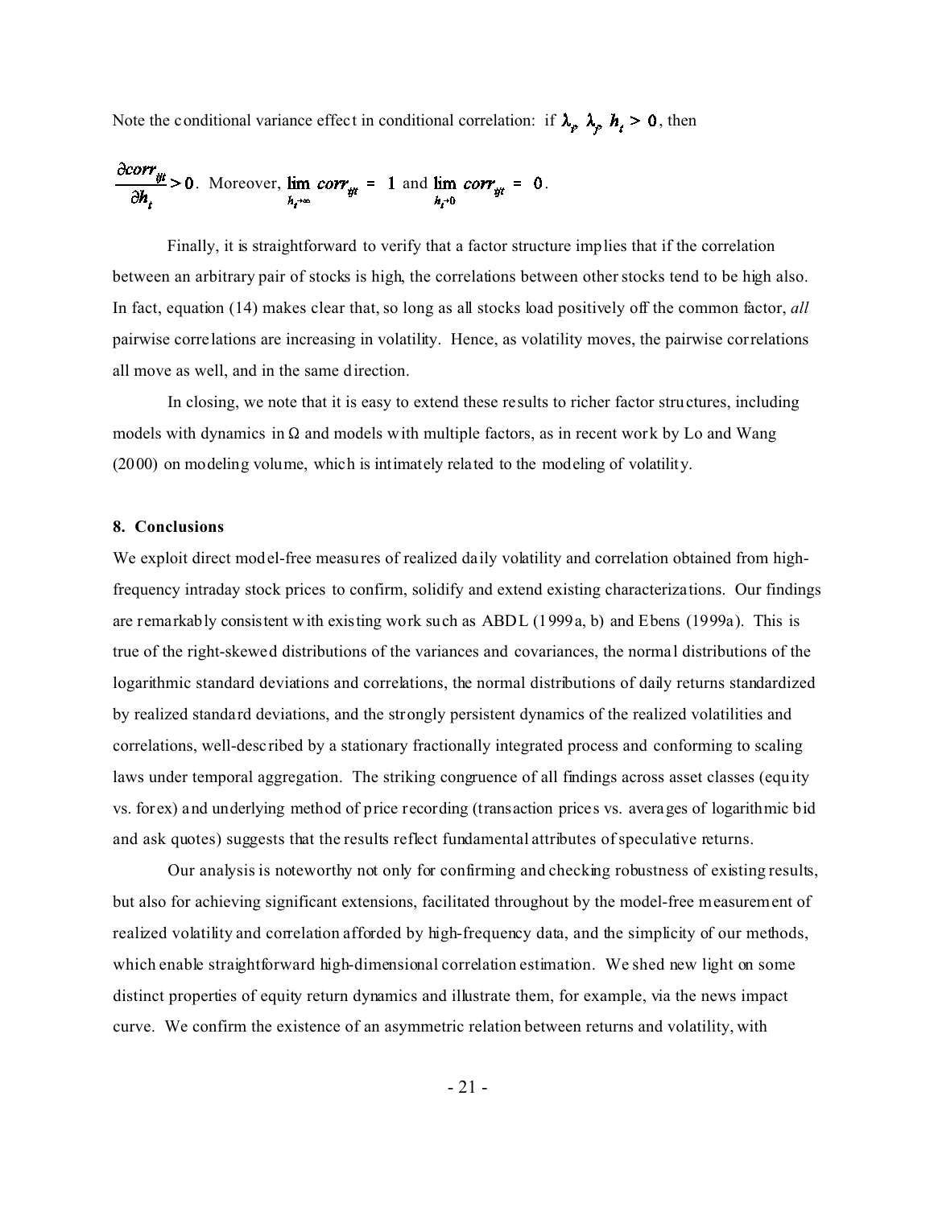Note the conditional variance effect in conditional correlation: if $\lambda_{i}\ \lambda_{j}\ h_{t} > 0$, then

$\frac{\partial corr_{ijt}}{\partial h_t} > 0$. Moreover, $\lim_{h_t \to \infty} corr_{ijt} = 1$ and $\lim_{h_t \to 0} corr_{ijt} = 0$.

Finally, it is straightforward to verify that a factor structure implies that if the correlation between an arbitrary pair of stocks is high, the correlations between other stocks tend to be high also. In fact, equation (14) makes clear that, so long as all stocks load positively off the common factor, *all* pairwise correlations are increasing in volatility. Hence, as volatility moves, the pairwise correlations all move as well, and in the same direction.

In closing, we note that it is easy to extend these results to richer factor structures, including models with dynamics in $\Omega$ and models with multiple factors, as in recent work by Lo and Wang (2000) on modeling volume, which is intimately related to the modeling of volatility.

## 8. Conclusions

We exploit direct model-free measures of realized daily volatility and correlation obtained from high-frequency intraday stock prices to confirm, solidify and extend existing characterizations. Our findings are remarkably consistent with existing work such as ABDL (1999a, b) and Ebens (1999a). This is true of the right-skewed distributions of the variances and covariances, the normal distributions of the logarithmic standard deviations and correlations, the normal distributions of daily returns standardized by realized standard deviations, and the strongly persistent dynamics of the realized volatilities and correlations, well-described by a stationary fractionally integrated process and conforming to scaling laws under temporal aggregation. The striking congruence of all findings across asset classes (equity vs. forex) and underlying method of price recording (transaction prices vs. averages of logarithmic bid and ask quotes) suggests that the results reflect fundamental attributes of speculative returns.

Our analysis is noteworthy not only for confirming and checking robustness of existing results, but also for achieving significant extensions, facilitated throughout by the model-free measurement of realized volatility and correlation afforded by high-frequency data, and the simplicity of our methods, which enable straightforward high-dimensional correlation estimation. We shed new light on some distinct properties of equity return dynamics and illustrate them, for example, via the news impact curve. We confirm the existence of an asymmetric relation between returns and volatility, with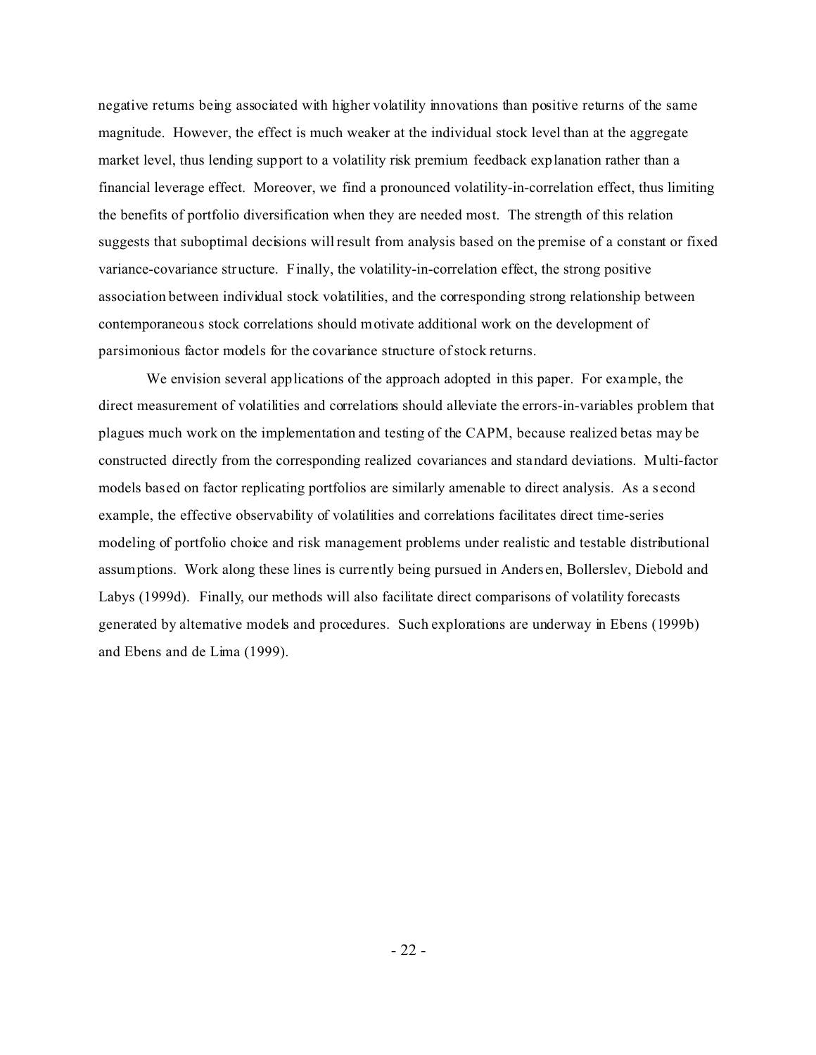negative returns being associated with higher volatility innovations than positive returns of the same magnitude. However, the effect is much weaker at the individual stock level than at the aggregate market level, thus lending support to a volatility risk premium feedback explanation rather than a financial leverage effect. Moreover, we find a pronounced volatility-in-correlation effect, thus limiting the benefits of portfolio diversification when they are needed most. The strength of this relation suggests that suboptimal decisions will result from analysis based on the premise of a constant or fixed variance-covariance structure. Finally, the volatility-in-correlation effect, the strong positive association between individual stock volatilities, and the corresponding strong relationship between contemporaneous stock correlations should motivate additional work on the development of parsimonious factor models for the covariance structure of stock returns.

We envision several applications of the approach adopted in this paper. For example, the direct measurement of volatilities and correlations should alleviate the errors-in-variables problem that plagues much work on the implementation and testing of the CAPM, because realized betas may be constructed directly from the corresponding realized covariances and standard deviations. Multi-factor models based on factor replicating portfolios are similarly amenable to direct analysis. As a second example, the effective observability of volatilities and correlations facilitates direct time-series modeling of portfolio choice and risk management problems under realistic and testable distributional assumptions. Work along these lines is currently being pursued in Andersen, Bollerslev, Diebold and Labys (1999d). Finally, our methods will also facilitate direct comparisons of volatility forecasts generated by alternative models and procedures. Such explorations are underway in Ebens (1999b) and Ebens and de Lima (1999).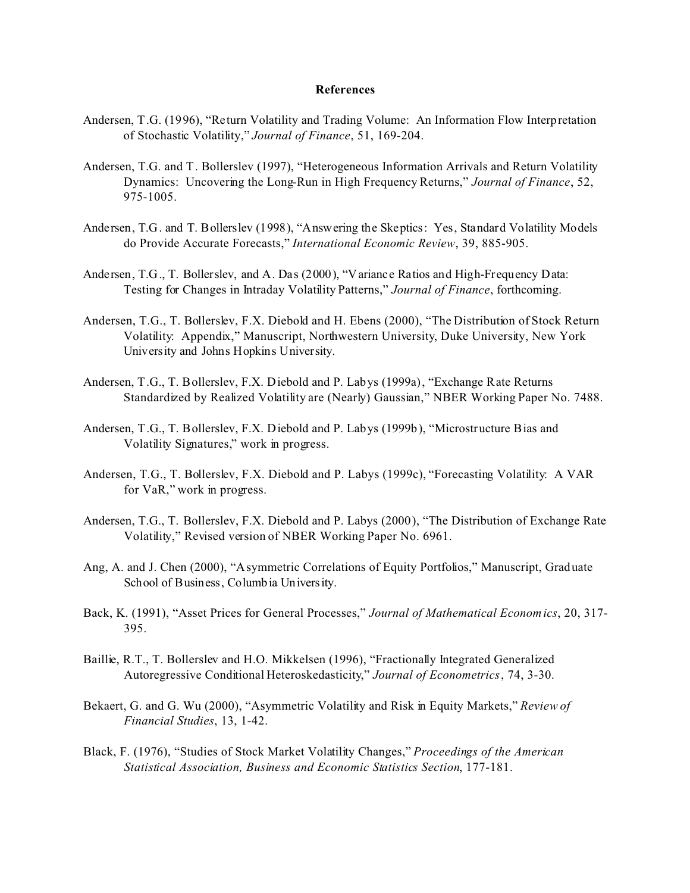## References

Andersen, T.G. (1996), "Return Volatility and Trading Volume: An Information Flow Interpretation of Stochastic Volatility," *Journal of Finance*, 51, 169-204.

Andersen, T.G. and T. Bollerslev (1997), "Heterogeneous Information Arrivals and Return Volatility Dynamics: Uncovering the Long-Run in High Frequency Returns," *Journal of Finance*, 52, 975-1005.

Andersen, T.G. and T. Bollerslev (1998), "Answering the Skeptics: Yes, Standard Volatility Models do Provide Accurate Forecasts," *International Economic Review*, 39, 885-905.

Andersen, T.G., T. Bollerslev, and A. Das (2000), "Variance Ratios and High-Frequency Data: Testing for Changes in Intraday Volatility Patterns," *Journal of Finance*, forthcoming.

Andersen, T.G., T. Bollerslev, F.X. Diebold and H. Ebens (2000), "The Distribution of Stock Return Volatility: Appendix," Manuscript, Northwestern University, Duke University, New York University and Johns Hopkins University.

Andersen, T.G., T. Bollerslev, F.X. Diebold and P. Labys (1999a), "Exchange Rate Returns Standardized by Realized Volatility are (Nearly) Gaussian," NBER Working Paper No. 7488.

Andersen, T.G., T. Bollerslev, F.X. Diebold and P. Labys (1999b), "Microstructure Bias and Volatility Signatures," work in progress.

Andersen, T.G., T. Bollerslev, F.X. Diebold and P. Labys (1999c), "Forecasting Volatility: A VAR for VaR," work in progress.

Andersen, T.G., T. Bollerslev, F.X. Diebold and P. Labys (2000), "The Distribution of Exchange Rate Volatility," Revised version of NBER Working Paper No. 6961.

Ang, A. and J. Chen (2000), "Asymmetric Correlations of Equity Portfolios," Manuscript, Graduate School of Business, Columbia University.

Back, K. (1991), "Asset Prices for General Processes," *Journal of Mathematical Economics*, 20, 317-395.

Baillie, R.T., T. Bollerslev and H.O. Mikkelsen (1996), "Fractionally Integrated Generalized Autoregressive Conditional Heteroskedasticity," *Journal of Econometrics*, 74, 3-30.

Bekaert, G. and G. Wu (2000), "Asymmetric Volatility and Risk in Equity Markets," *Review of Financial Studies*, 13, 1-42.

Black, F. (1976), "Studies of Stock Market Volatility Changes," *Proceedings of the American Statistical Association, Business and Economic Statistics Section*, 177-181.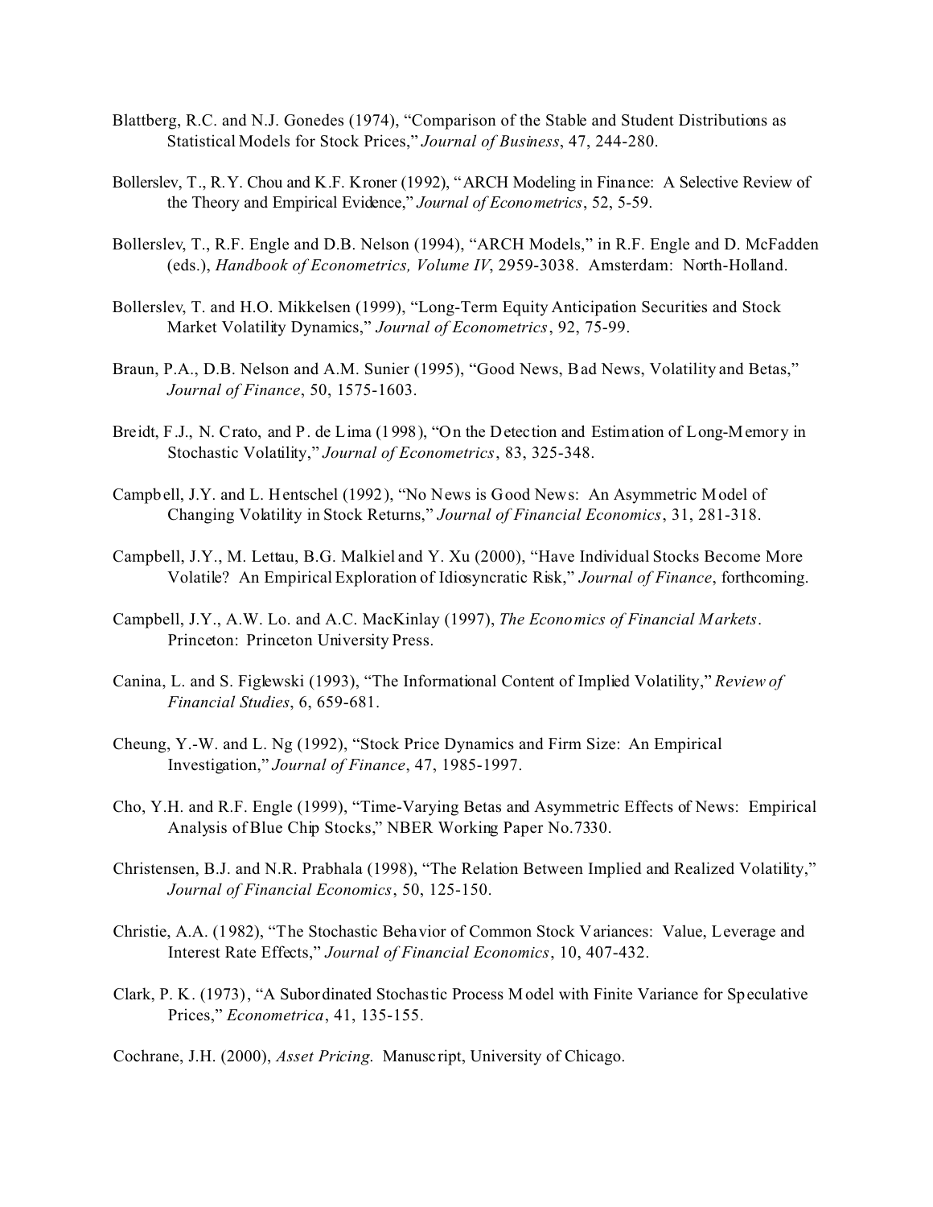Blattberg, R.C. and N.J. Gonedes (1974), "Comparison of the Stable and Student Distributions as Statistical Models for Stock Prices," *Journal of Business*, 47, 244-280.

Bollerslev, T., R.Y. Chou and K.F. Kroner (1992), "ARCH Modeling in Finance: A Selective Review of the Theory and Empirical Evidence," *Journal of Econometrics*, 52, 5-59.

Bollerslev, T., R.F. Engle and D.B. Nelson (1994), "ARCH Models," in R.F. Engle and D. McFadden (eds.), *Handbook of Econometrics, Volume IV*, 2959-3038. Amsterdam: North-Holland.

Bollerslev, T. and H.O. Mikkelsen (1999), "Long-Term Equity Anticipation Securities and Stock Market Volatility Dynamics," *Journal of Econometrics*, 92, 75-99.

Braun, P.A., D.B. Nelson and A.M. Sunier (1995), "Good News, Bad News, Volatility and Betas," *Journal of Finance*, 50, 1575-1603.

Breidt, F.J., N. Crato, and P. de Lima (1998), "On the Detection and Estimation of Long-Memory in Stochastic Volatility," *Journal of Econometrics*, 83, 325-348.

Campbell, J.Y. and L. Hentschel (1992), "No News is Good News: An Asymmetric Model of Changing Volatility in Stock Returns," *Journal of Financial Economics*, 31, 281-318.

Campbell, J.Y., M. Lettau, B.G. Malkiel and Y. Xu (2000), "Have Individual Stocks Become More Volatile? An Empirical Exploration of Idiosyncratic Risk," *Journal of Finance*, forthcoming.

Campbell, J.Y., A.W. Lo. and A.C. MacKinlay (1997), *The Economics of Financial Markets*. Princeton: Princeton University Press.

Canina, L. and S. Figlewski (1993), "The Informational Content of Implied Volatility," *Review of Financial Studies*, 6, 659-681.

Cheung, Y.-W. and L. Ng (1992), "Stock Price Dynamics and Firm Size: An Empirical Investigation," *Journal of Finance*, 47, 1985-1997.

Cho, Y.H. and R.F. Engle (1999), "Time-Varying Betas and Asymmetric Effects of News: Empirical Analysis of Blue Chip Stocks," NBER Working Paper No.7330.

Christensen, B.J. and N.R. Prabhala (1998), "The Relation Between Implied and Realized Volatility," *Journal of Financial Economics*, 50, 125-150.

Christie, A.A. (1982), "The Stochastic Behavior of Common Stock Variances: Value, Leverage and Interest Rate Effects," *Journal of Financial Economics*, 10, 407-432.

Clark, P. K. (1973), "A Subordinated Stochastic Process Model with Finite Variance for Speculative Prices," *Econometrica*, 41, 135-155.

Cochrane, J.H. (2000), *Asset Pricing*. Manuscript, University of Chicago.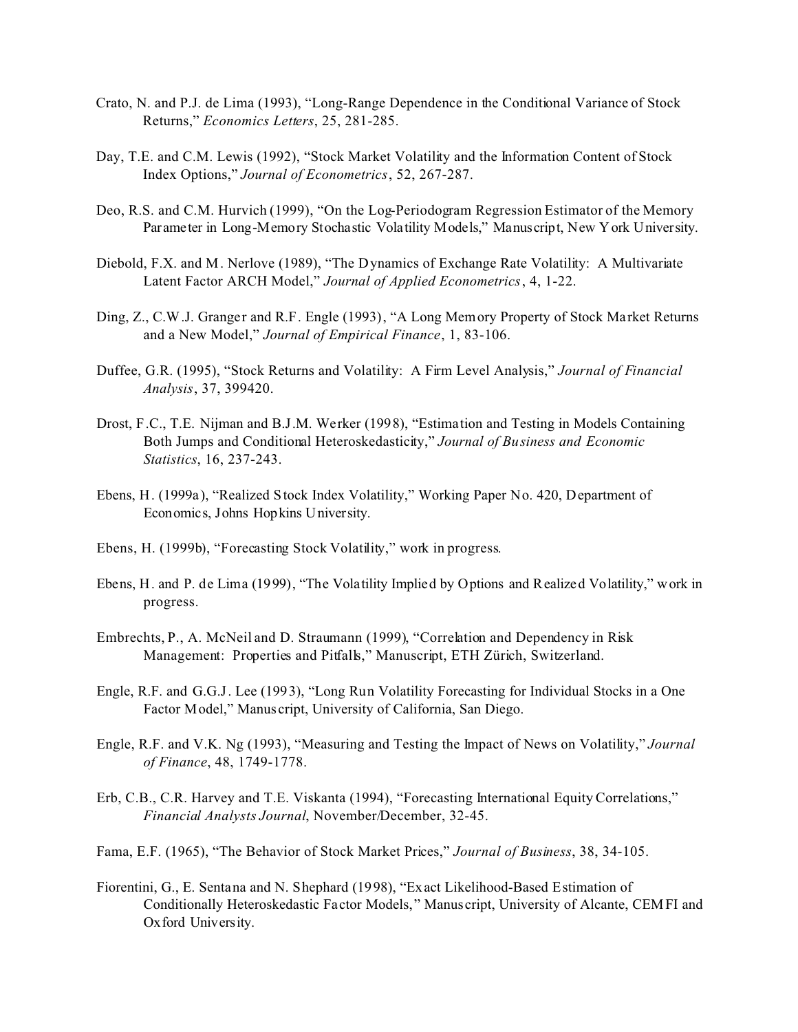Crato, N. and P.J. de Lima (1993), "Long-Range Dependence in the Conditional Variance of Stock Returns," *Economics Letters*, 25, 281-285.

Day, T.E. and C.M. Lewis (1992), "Stock Market Volatility and the Information Content of Stock Index Options," *Journal of Econometrics*, 52, 267-287.

Deo, R.S. and C.M. Hurvich (1999), "On the Log-Periodogram Regression Estimator of the Memory Parameter in Long-Memory Stochastic Volatility Models," Manuscript, New York University.

Diebold, F.X. and M. Nerlove (1989), "The Dynamics of Exchange Rate Volatility: A Multivariate Latent Factor ARCH Model," *Journal of Applied Econometrics*, 4, 1-22.

Ding, Z., C.W.J. Granger and R.F. Engle (1993), "A Long Memory Property of Stock Market Returns and a New Model," *Journal of Empirical Finance*, 1, 83-106.

Duffee, G.R. (1995), "Stock Returns and Volatility: A Firm Level Analysis," *Journal of Financial Analysis*, 37, 399420.

Drost, F.C., T.E. Nijman and B.J.M. Werker (1998), "Estimation and Testing in Models Containing Both Jumps and Conditional Heteroskedasticity," *Journal of Business and Economic Statistics*, 16, 237-243.

Ebens, H. (1999a), "Realized Stock Index Volatility," Working Paper No. 420, Department of Economics, Johns Hopkins University.

Ebens, H. (1999b), "Forecasting Stock Volatility," work in progress.

Ebens, H. and P. de Lima (1999), "The Volatility Implied by Options and Realized Volatility," work in progress.

Embrechts, P., A. McNeil and D. Straumann (1999), "Correlation and Dependency in Risk Management: Properties and Pitfalls," Manuscript, ETH Zürich, Switzerland.

Engle, R.F. and G.G.J. Lee (1993), "Long Run Volatility Forecasting for Individual Stocks in a One Factor Model," Manuscript, University of California, San Diego.

Engle, R.F. and V.K. Ng (1993), "Measuring and Testing the Impact of News on Volatility," *Journal of Finance*, 48, 1749-1778.

Erb, C.B., C.R. Harvey and T.E. Viskanta (1994), "Forecasting International Equity Correlations," *Financial Analysts Journal*, November/December, 32-45.

Fama, E.F. (1965), "The Behavior of Stock Market Prices," *Journal of Business*, 38, 34-105.

Fiorentini, G., E. Sentana and N. Shephard (1998), "Exact Likelihood-Based Estimation of Conditionally Heteroskedastic Factor Models," Manuscript, University of Alcante, CEMFI and Oxford University.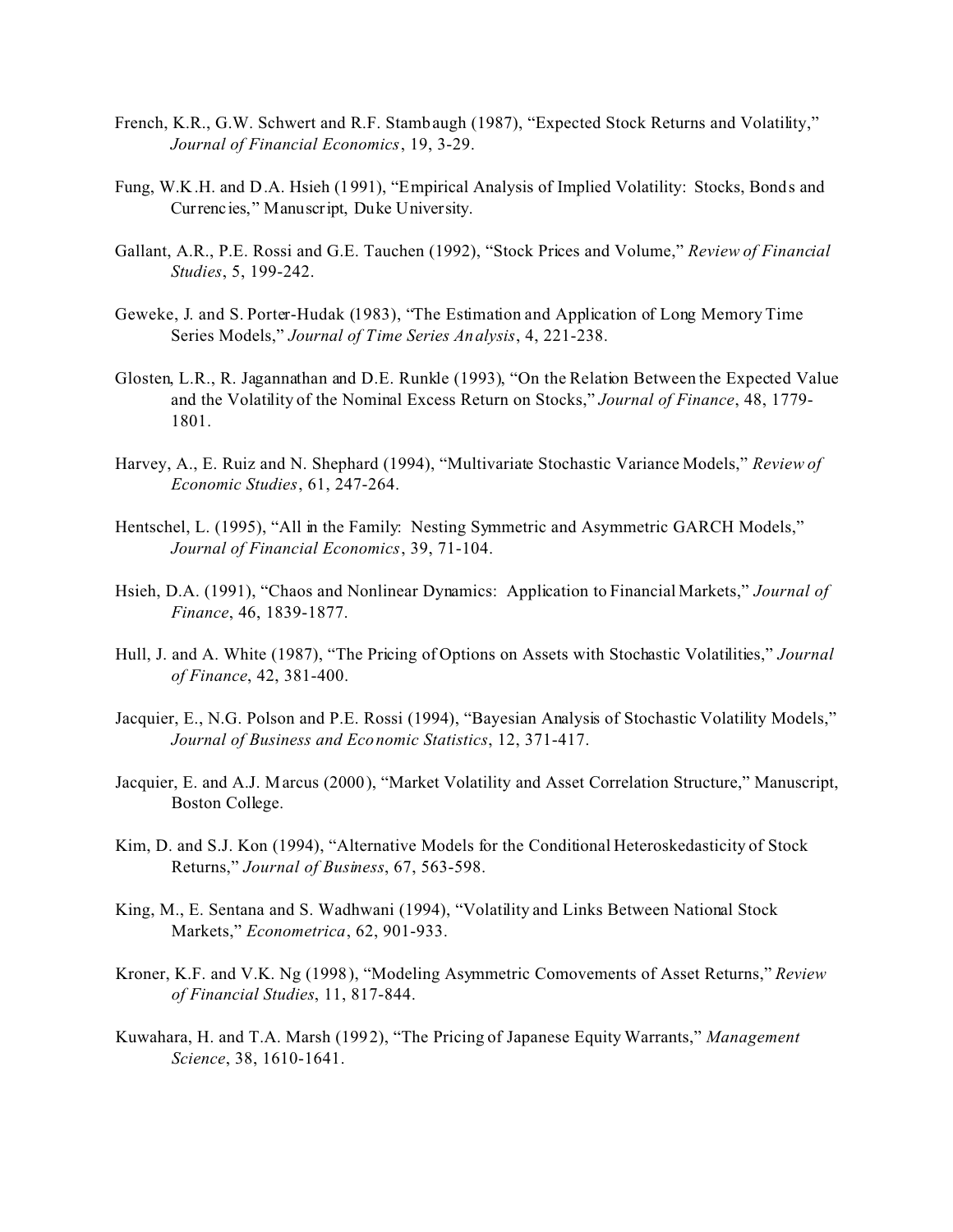French, K.R., G.W. Schwert and R.F. Stambaugh (1987), "Expected Stock Returns and Volatility," *Journal of Financial Economics*, 19, 3-29.

Fung, W.K.H. and D.A. Hsieh (1991), "Empirical Analysis of Implied Volatility: Stocks, Bonds and Currencies," Manuscript, Duke University.

Gallant, A.R., P.E. Rossi and G.E. Tauchen (1992), "Stock Prices and Volume," *Review of Financial Studies*, 5, 199-242.

Geweke, J. and S. Porter-Hudak (1983), "The Estimation and Application of Long Memory Time Series Models," *Journal of Time Series Analysis*, 4, 221-238.

Glosten, L.R., R. Jagannathan and D.E. Runkle (1993), "On the Relation Between the Expected Value and the Volatility of the Nominal Excess Return on Stocks," *Journal of Finance*, 48, 1779-1801.

Harvey, A., E. Ruiz and N. Shephard (1994), "Multivariate Stochastic Variance Models," *Review of Economic Studies*, 61, 247-264.

Hentschel, L. (1995), "All in the Family: Nesting Symmetric and Asymmetric GARCH Models," *Journal of Financial Economics*, 39, 71-104.

Hsieh, D.A. (1991), "Chaos and Nonlinear Dynamics: Application to Financial Markets," *Journal of Finance*, 46, 1839-1877.

Hull, J. and A. White (1987), "The Pricing of Options on Assets with Stochastic Volatilities," *Journal of Finance*, 42, 381-400.

Jacquier, E., N.G. Polson and P.E. Rossi (1994), "Bayesian Analysis of Stochastic Volatility Models," *Journal of Business and Economic Statistics*, 12, 371-417.

Jacquier, E. and A.J. Marcus (2000), "Market Volatility and Asset Correlation Structure," Manuscript, Boston College.

Kim, D. and S.J. Kon (1994), "Alternative Models for the Conditional Heteroskedasticity of Stock Returns," *Journal of Business*, 67, 563-598.

King, M., E. Sentana and S. Wadhwani (1994), "Volatility and Links Between National Stock Markets," *Econometrica*, 62, 901-933.

Kroner, K.F. and V.K. Ng (1998), "Modeling Asymmetric Comovements of Asset Returns," *Review of Financial Studies*, 11, 817-844.

Kuwahara, H. and T.A. Marsh (1992), "The Pricing of Japanese Equity Warrants," *Management Science*, 38, 1610-1641.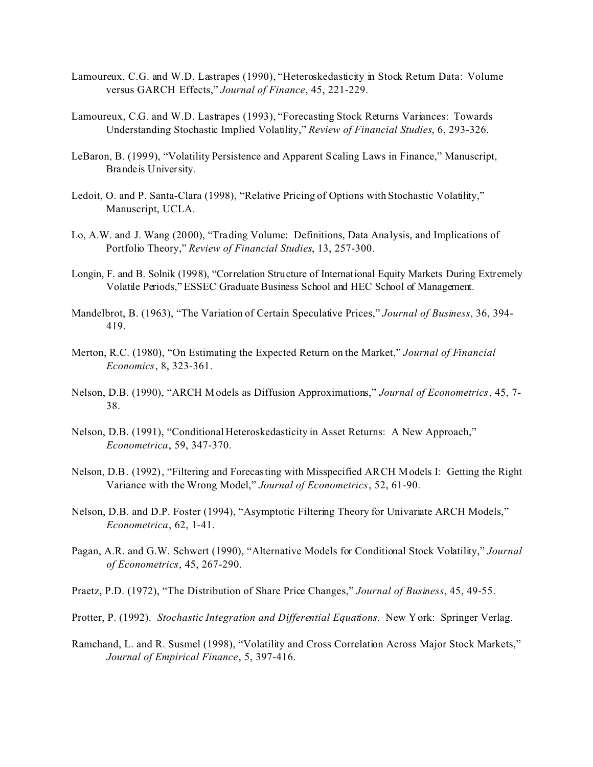Lamoureux, C.G. and W.D. Lastrapes (1990), "Heteroskedasticity in Stock Return Data: Volume versus GARCH Effects," *Journal of Finance*, 45, 221-229.

Lamoureux, C.G. and W.D. Lastrapes (1993), "Forecasting Stock Returns Variances: Towards Understanding Stochastic Implied Volatility," *Review of Financial Studies*, 6, 293-326.

LeBaron, B. (1999), "Volatility Persistence and Apparent Scaling Laws in Finance," Manuscript, Brandeis University.

Ledoit, O. and P. Santa-Clara (1998), "Relative Pricing of Options with Stochastic Volatility," Manuscript, UCLA.

Lo, A.W. and J. Wang (2000), "Trading Volume: Definitions, Data Analysis, and Implications of Portfolio Theory," *Review of Financial Studies*, 13, 257-300.

Longin, F. and B. Solnik (1998), "Correlation Structure of International Equity Markets During Extremely Volatile Periods," ESSEC Graduate Business School and HEC School of Management.

Mandelbrot, B. (1963), "The Variation of Certain Speculative Prices," *Journal of Business*, 36, 394-419.

Merton, R.C. (1980), "On Estimating the Expected Return on the Market," *Journal of Financial Economics*, 8, 323-361.

Nelson, D.B. (1990), "ARCH Models as Diffusion Approximations," *Journal of Econometrics*, 45, 7-38.

Nelson, D.B. (1991), "Conditional Heteroskedasticity in Asset Returns: A New Approach," *Econometrica*, 59, 347-370.

Nelson, D.B. (1992), "Filtering and Forecasting with Misspecified ARCH Models I: Getting the Right Variance with the Wrong Model," *Journal of Econometrics*, 52, 61-90.

Nelson, D.B. and D.P. Foster (1994), "Asymptotic Filtering Theory for Univariate ARCH Models," *Econometrica*, 62, 1-41.

Pagan, A.R. and G.W. Schwert (1990), "Alternative Models for Conditional Stock Volatility," *Journal of Econometrics*, 45, 267-290.

Praetz, P.D. (1972), "The Distribution of Share Price Changes," *Journal of Business*, 45, 49-55.

Protter, P. (1992). *Stochastic Integration and Differential Equations*. New York: Springer Verlag.

Ramchand, L. and R. Susmel (1998), "Volatility and Cross Correlation Across Major Stock Markets," *Journal of Empirical Finance*, 5, 397-416.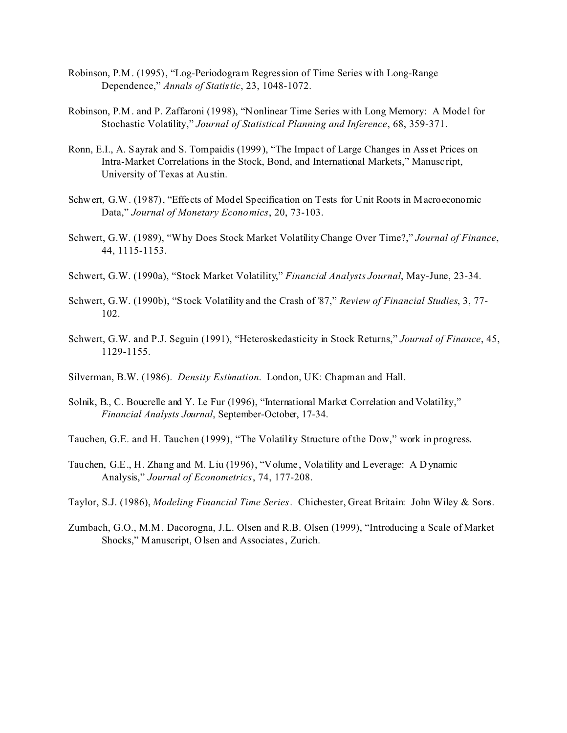Robinson, P.M. (1995), "Log-Periodogram Regression of Time Series with Long-Range Dependence," *Annals of Statistic*, 23, 1048-1072.

Robinson, P.M. and P. Zaffaroni (1998), "Nonlinear Time Series with Long Memory: A Model for Stochastic Volatility," *Journal of Statistical Planning and Inference*, 68, 359-371.

Ronn, E.I., A. Sayrak and S. Tompaidis (1999), "The Impact of Large Changes in Asset Prices on Intra-Market Correlations in the Stock, Bond, and International Markets," Manuscript, University of Texas at Austin.

Schwert, G.W. (1987), "Effects of Model Specification on Tests for Unit Roots in Macroeconomic Data," *Journal of Monetary Economics*, 20, 73-103.

Schwert, G.W. (1989), "Why Does Stock Market Volatility Change Over Time?," *Journal of Finance*, 44, 1115-1153.

Schwert, G.W. (1990a), "Stock Market Volatility," *Financial Analysts Journal*, May-June, 23-34.

Schwert, G.W. (1990b), "Stock Volatility and the Crash of '87," *Review of Financial Studies*, 3, 77-102.

Schwert, G.W. and P.J. Seguin (1991), "Heteroskedasticity in Stock Returns," *Journal of Finance*, 45, 1129-1155.

Silverman, B.W. (1986). *Density Estimation*. London, UK: Chapman and Hall.

Solnik, B., C. Boucrelle and Y. Le Fur (1996), "International Market Correlation and Volatility," *Financial Analysts Journal*, September-October, 17-34.

Tauchen, G.E. and H. Tauchen (1999), "The Volatility Structure of the Dow," work in progress.

Tauchen, G.E., H. Zhang and M. Liu (1996), "Volume, Volatility and Leverage: A Dynamic Analysis," *Journal of Econometrics*, 74, 177-208.

Taylor, S.J. (1986), *Modeling Financial Time Series*. Chichester, Great Britain: John Wiley & Sons.

Zumbach, G.O., M.M. Dacorogna, J.L. Olsen and R.B. Olsen (1999), "Introducing a Scale of Market Shocks," Manuscript, Olsen and Associates, Zurich.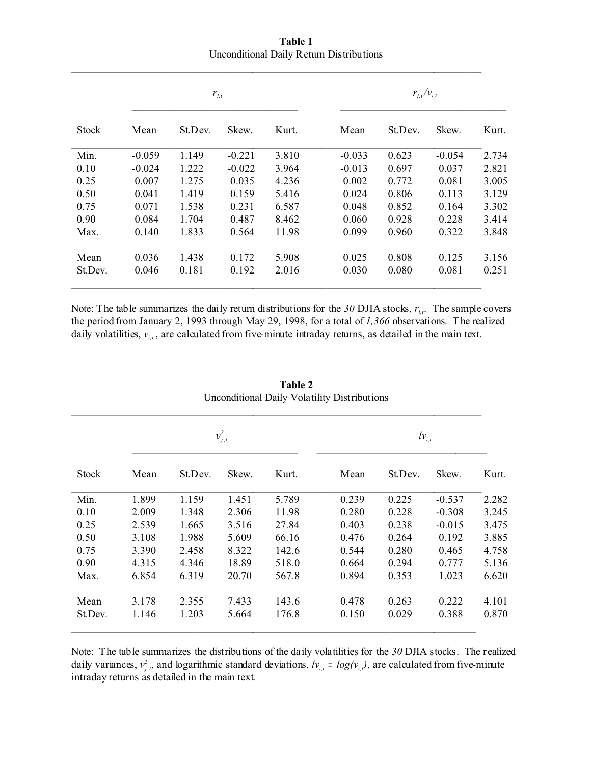**Table 1**
Unconditional Daily Return Distributions

| | $r_{i,t}$ | | | | $r_{i,t}/v_{i,t}$ | | | |
|---|---|---|---|---|---|---|---|---|
| Stock | Mean | St.Dev. | Skew. | Kurt. | Mean | St.Dev. | Skew. | Kurt. |
| Min. | -0.059 | 1.149 | -0.221 | 3.810 | -0.033 | 0.623 | -0.054 | 2.734 |
| 0.10 | -0.024 | 1.222 | -0.022 | 3.964 | -0.013 | 0.697 | 0.037 | 2.821 |
| 0.25 | 0.007 | 1.275 | 0.035 | 4.236 | 0.002 | 0.772 | 0.081 | 3.005 |
| 0.50 | 0.041 | 1.419 | 0.159 | 5.416 | 0.024 | 0.806 | 0.113 | 3.129 |
| 0.75 | 0.071 | 1.538 | 0.231 | 6.587 | 0.048 | 0.852 | 0.164 | 3.302 |
| 0.90 | 0.084 | 1.704 | 0.487 | 8.462 | 0.060 | 0.928 | 0.228 | 3.414 |
| Max. | 0.140 | 1.833 | 0.564 | 11.98 | 0.099 | 0.960 | 0.322 | 3.848 |
| Mean | 0.036 | 1.438 | 0.172 | 5.908 | 0.025 | 0.808 | 0.125 | 3.156 |
| St.Dev. | 0.046 | 0.181 | 0.192 | 2.016 | 0.030 | 0.080 | 0.081 | 0.251 |

Note: The table summarizes the daily return distributions for the *30* DJIA stocks, $r_{i,t}$. The sample covers the period from January 2, 1993 through May 29, 1998, for a total of *1,366* observations. The realized daily volatilities, $v_{i,t}$, are calculated from five-minute intraday returns, as detailed in the main text.

**Table 2**
Unconditional Daily Volatility Distributions

| | $v^2_{j,t}$ | | | | $lv_{i,t}$ | | | |
|---|---|---|---|---|---|---|---|---|
| Stock | Mean | St.Dev. | Skew. | Kurt. | Mean | St.Dev. | Skew. | Kurt. |
| Min. | 1.899 | 1.159 | 1.451 | 5.789 | 0.239 | 0.225 | -0.537 | 2.282 |
| 0.10 | 2.009 | 1.348 | 2.306 | 11.98 | 0.280 | 0.228 | -0.308 | 3.245 |
| 0.25 | 2.539 | 1.665 | 3.516 | 27.84 | 0.403 | 0.238 | -0.015 | 3.475 |
| 0.50 | 3.108 | 1.988 | 5.609 | 66.16 | 0.476 | 0.264 | 0.192 | 3.885 |
| 0.75 | 3.390 | 2.458 | 8.322 | 142.6 | 0.544 | 0.280 | 0.465 | 4.758 |
| 0.90 | 4.315 | 4.346 | 18.89 | 518.0 | 0.664 | 0.294 | 0.777 | 5.136 |
| Max. | 6.854 | 6.319 | 20.70 | 567.8 | 0.894 | 0.353 | 1.023 | 6.620 |
| Mean | 3.178 | 2.355 | 7.433 | 143.6 | 0.478 | 0.263 | 0.222 | 4.101 |
| St.Dev. | 1.146 | 1.203 | 5.664 | 176.8 | 0.150 | 0.029 | 0.388 | 0.870 |

Note: The table summarizes the distributions of the daily volatilities for the *30* DJIA stocks. The realized daily variances, $v^2_{j,t}$, and logarithmic standard deviations, $lv_{i,t} \equiv log(v_{i,t})$, are calculated from five-minute intraday returns as detailed in the main text.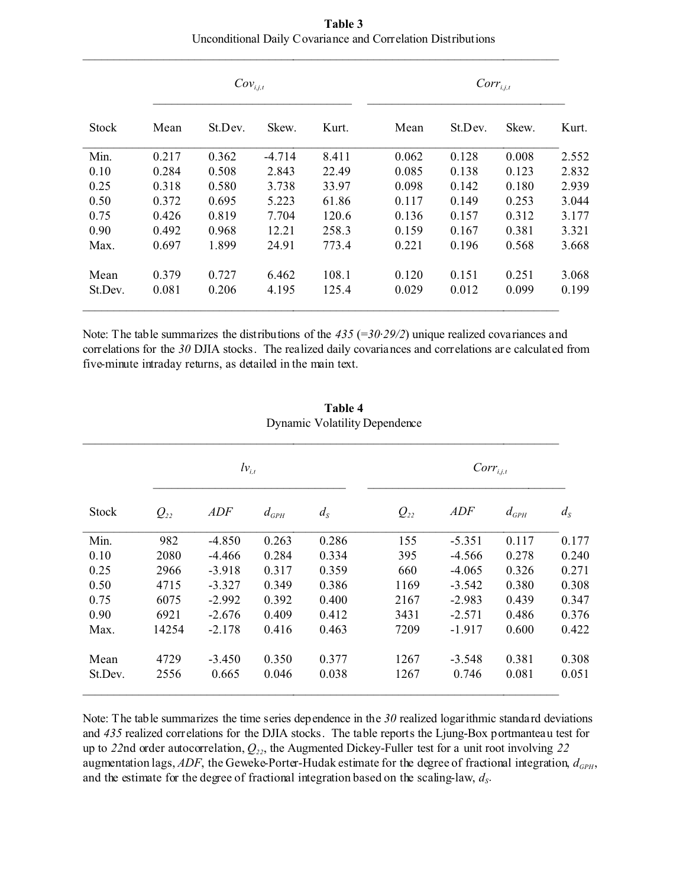**Table 3**
Unconditional Daily Covariance and Correlation Distributions

| | $Cov_{i,j,t}$ | | | | $Corr_{i,j,t}$ | | | |
|---|---|---|---|---|---|---|---|---|
| Stock | Mean | St.Dev. | Skew. | Kurt. | Mean | St.Dev. | Skew. | Kurt. |
| Min. | 0.217 | 0.362 | -4.714 | 8.411 | 0.062 | 0.128 | 0.008 | 2.552 |
| 0.10 | 0.284 | 0.508 | 2.843 | 22.49 | 0.085 | 0.138 | 0.123 | 2.832 |
| 0.25 | 0.318 | 0.580 | 3.738 | 33.97 | 0.098 | 0.142 | 0.180 | 2.939 |
| 0.50 | 0.372 | 0.695 | 5.223 | 61.86 | 0.117 | 0.149 | 0.253 | 3.044 |
| 0.75 | 0.426 | 0.819 | 7.704 | 120.6 | 0.136 | 0.157 | 0.312 | 3.177 |
| 0.90 | 0.492 | 0.968 | 12.21 | 258.3 | 0.159 | 0.167 | 0.381 | 3.321 |
| Max. | 0.697 | 1.899 | 24.91 | 773.4 | 0.221 | 0.196 | 0.568 | 3.668 |
| Mean | 0.379 | 0.727 | 6.462 | 108.1 | 0.120 | 0.151 | 0.251 | 3.068 |
| St.Dev. | 0.081 | 0.206 | 4.195 | 125.4 | 0.029 | 0.012 | 0.099 | 0.199 |

Note: The table summarizes the distributions of the *435* (=*30·29/2*) unique realized covariances and correlations for the *30* DJIA stocks. The realized daily covariances and correlations are calculated from five-minute intraday returns, as detailed in the main text.

**Table 4**
Dynamic Volatility Dependence

| | $lv_{i,t}$ | | | | $Corr_{i,j,t}$ | | | |
|---|---|---|---|---|---|---|---|---|
| Stock | $Q_{22}$ | $ADF$ | $d_{GPH}$ | $d_S$ | $Q_{22}$ | $ADF$ | $d_{GPH}$ | $d_S$ |
| Min. | 982 | -4.850 | 0.263 | 0.286 | 155 | -5.351 | 0.117 | 0.177 |
| 0.10 | 2080 | -4.466 | 0.284 | 0.334 | 395 | -4.566 | 0.278 | 0.240 |
| 0.25 | 2966 | -3.918 | 0.317 | 0.359 | 660 | -4.065 | 0.326 | 0.271 |
| 0.50 | 4715 | -3.327 | 0.349 | 0.386 | 1169 | -3.542 | 0.380 | 0.308 |
| 0.75 | 6075 | -2.992 | 0.392 | 0.400 | 2167 | -2.983 | 0.439 | 0.347 |
| 0.90 | 6921 | -2.676 | 0.409 | 0.412 | 3431 | -2.571 | 0.486 | 0.376 |
| Max. | 14254 | -2.178 | 0.416 | 0.463 | 7209 | -1.917 | 0.600 | 0.422 |
| Mean | 4729 | -3.450 | 0.350 | 0.377 | 1267 | -3.548 | 0.381 | 0.308 |
| St.Dev. | 2556 | 0.665 | 0.046 | 0.038 | 1267 | 0.746 | 0.081 | 0.051 |

Note: The table summarizes the time series dependence in the *30* realized logarithmic standard deviations and *435* realized correlations for the DJIA stocks. The table reports the Ljung-Box portmanteau test for up to *22*nd order autocorrelation, $Q_{22}$, the Augmented Dickey-Fuller test for a unit root involving *22* augmentation lags, *ADF*, the Geweke-Porter-Hudak estimate for the degree of fractional integration, $d_{GPH}$, and the estimate for the degree of fractional integration based on the scaling-law, $d_S$.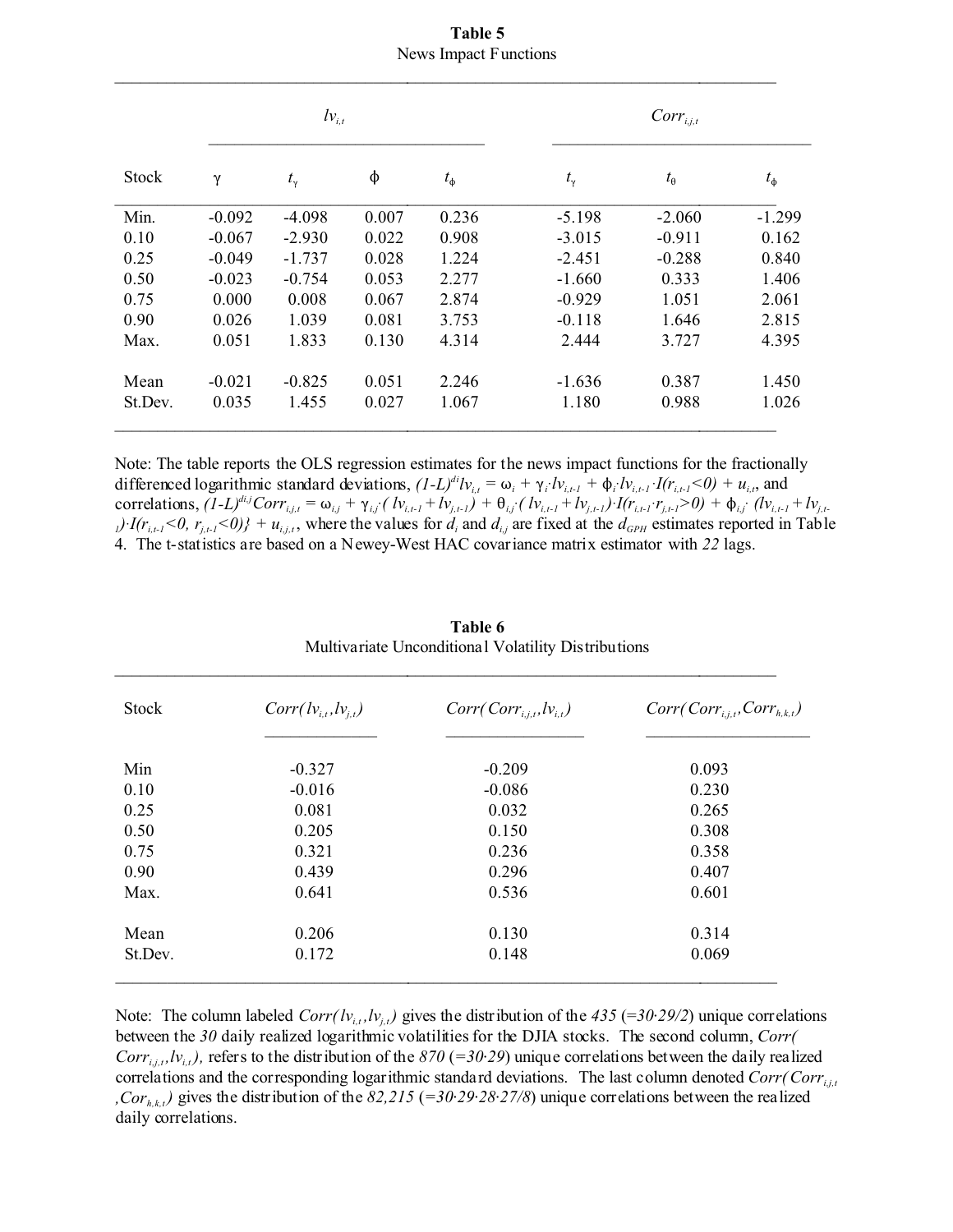**Table 5**
News Impact Functions

| | $lv_{i,t}$ | | | | $Corr_{i,j,t}$ | | |
|---|---|---|---|---|---|---|---|
| Stock | $\gamma$ | $t_\gamma$ | $\phi$ | $t_\phi$ | $t_\gamma$ | $t_\theta$ | $t_\phi$ |
| Min. | -0.092 | -4.098 | 0.007 | 0.236 | -5.198 | -2.060 | -1.299 |
| 0.10 | -0.067 | -2.930 | 0.022 | 0.908 | -3.015 | -0.911 | 0.162 |
| 0.25 | -0.049 | -1.737 | 0.028 | 1.224 | -2.451 | -0.288 | 0.840 |
| 0.50 | -0.023 | -0.754 | 0.053 | 2.277 | -1.660 | 0.333 | 1.406 |
| 0.75 | 0.000 | 0.008 | 0.067 | 2.874 | -0.929 | 1.051 | 2.061 |
| 0.90 | 0.026 | 1.039 | 0.081 | 3.753 | -0.118 | 1.646 | 2.815 |
| Max. | 0.051 | 1.833 | 0.130 | 4.314 | 2.444 | 3.727 | 4.395 |
| Mean | -0.021 | -0.825 | 0.051 | 2.246 | -1.636 | 0.387 | 1.450 |
| St.Dev. | 0.035 | 1.455 | 0.027 | 1.067 | 1.180 | 0.988 | 1.026 |

Note: The table reports the OLS regression estimates for the news impact functions for the fractionally differenced logarithmic standard deviations, $(1-L)^{d_i} lv_{i,t} = \omega_i + \gamma_i \cdot lv_{i,t-1} + \phi_i \cdot lv_{i,t-1} \cdot I(r_{i,t-1}<0) + u_{i,t}$, and correlations, $(1-L)^{d_{i,j}} Corr_{i,j,t} = \omega_{i,j} + \gamma_{i,j} \cdot (lv_{i,t-1} + lv_{j,t-1}) + \theta_{i,j} \cdot (lv_{i,t-1} + lv_{j,t-1}) \cdot I(r_{i,t-1} \cdot r_{j,t-1}>0) + \phi_{i,j} \cdot (lv_{i,t-1} + lv_{j,t-1}) \cdot I(r_{i,t-1}<0, r_{j,t-1}<0)\} + u_{i,j,t}$, where the values for $d_i$ and $d_{i,j}$ are fixed at the $d_{GPH}$ estimates reported in Table 4. The t-statistics are based on a Newey-West HAC covariance matrix estimator with *22* lags.

**Table 6**
Multivariate Unconditional Volatility Distributions

| Stock | $Corr(lv_{i,t}, lv_{j,t})$ | $Corr(Corr_{i,j,t}, lv_{i,t})$ | $Corr(Corr_{i,j,t}, Corr_{h,k,t})$ |
|---|---|---|---|
| Min | -0.327 | -0.209 | 0.093 |
| 0.10 | -0.016 | -0.086 | 0.230 |
| 0.25 | 0.081 | 0.032 | 0.265 |
| 0.50 | 0.205 | 0.150 | 0.308 |
| 0.75 | 0.321 | 0.236 | 0.358 |
| 0.90 | 0.439 | 0.296 | 0.407 |
| Max. | 0.641 | 0.536 | 0.601 |
| Mean | 0.206 | 0.130 | 0.314 |
| St.Dev. | 0.172 | 0.148 | 0.069 |

Note: The column labeled $Corr(lv_{i,t}, lv_{j,t})$ gives the distribution of the *435* (*=30·29/2*) unique correlations between the *30* daily realized logarithmic volatilities for the DJIA stocks. The second column, $Corr(Corr_{i,j,t}, lv_{i,t})$, refers to the distribution of the *870* (*=30·29*) unique correlations between the daily realized correlations and the corresponding logarithmic standard deviations. The last column denoted $Corr(Corr_{i,j,t}, Cor_{h,k,t})$ gives the distribution of the *82,215* (*=30·29·28·27/8*) unique correlations between the realized daily correlations.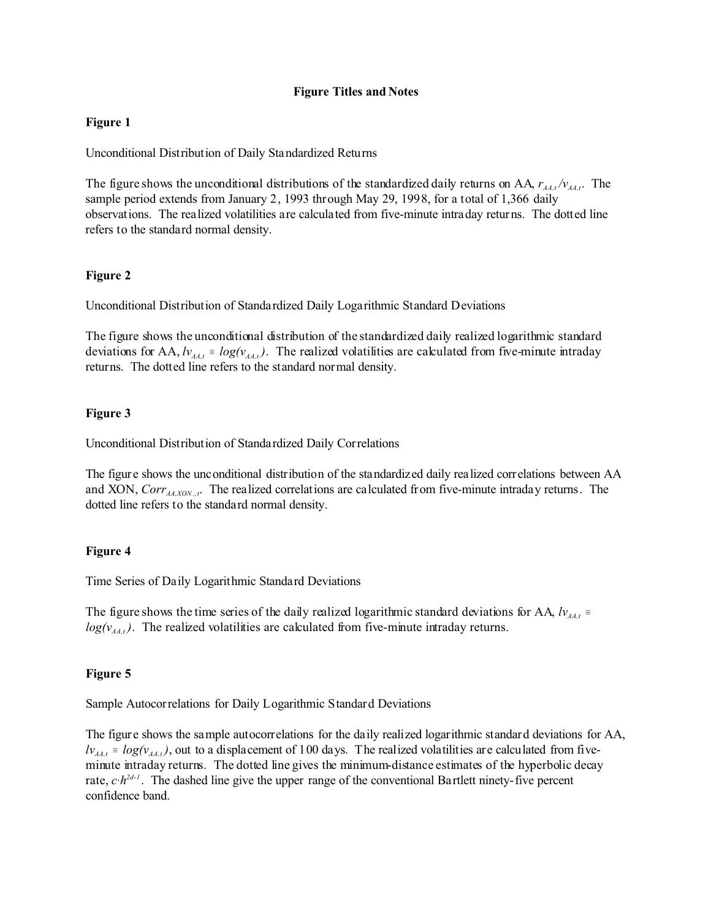**Figure Titles and Notes**

**Figure 1**

Unconditional Distribution of Daily Standardized Returns

The figure shows the unconditional distributions of the standardized daily returns on AA, $r_{AA,t}/v_{AA,t}$. The sample period extends from January 2, 1993 through May 29, 1998, for a total of 1,366 daily observations. The realized volatilities are calculated from five-minute intraday returns. The dotted line refers to the standard normal density.

**Figure 2**

Unconditional Distribution of Standardized Daily Logarithmic Standard Deviations

The figure shows the unconditional distribution of the standardized daily realized logarithmic standard deviations for AA, $lv_{AA,t} \equiv log(v_{AA,t})$. The realized volatilities are calculated from five-minute intraday returns. The dotted line refers to the standard normal density.

**Figure 3**

Unconditional Distribution of Standardized Daily Correlations

The figure shows the unconditional distribution of the standardized daily realized correlations between AA and XON, $Corr_{AA,XON,,t}$. The realized correlations are calculated from five-minute intraday returns. The dotted line refers to the standard normal density.

**Figure 4**

Time Series of Daily Logarithmic Standard Deviations

The figure shows the time series of the daily realized logarithmic standard deviations for AA, $lv_{AA,t} \equiv log(v_{AA,t})$. The realized volatilities are calculated from five-minute intraday returns.

**Figure 5**

Sample Autocorrelations for Daily Logarithmic Standard Deviations

The figure shows the sample autocorrelations for the daily realized logarithmic standard deviations for AA, $lv_{AA,t} \equiv log(v_{AA,t})$, out to a displacement of 100 days. The realized volatilities are calculated from five-minute intraday returns. The dotted line gives the minimum-distance estimates of the hyperbolic decay rate, $c \cdot h^{2d-1}$. The dashed line give the upper range of the conventional Bartlett ninety-five percent confidence band.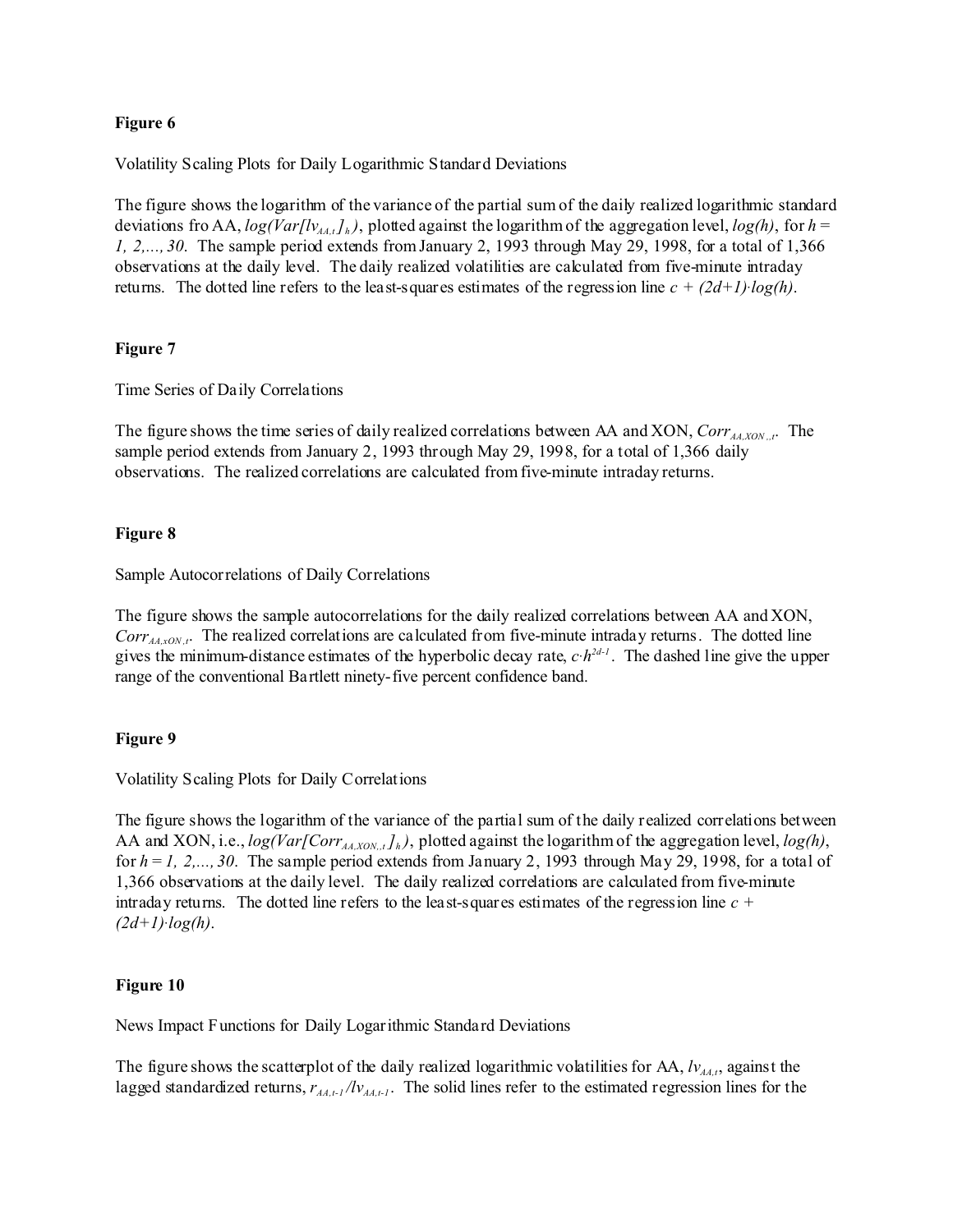**Figure 6**

Volatility Scaling Plots for Daily Logarithmic Standard Deviations

The figure shows the logarithm of the variance of the partial sum of the daily realized logarithmic standard deviations fro AA, $log(Var[lv_{AA,t}]_h)$, plotted against the logarithm of the aggregation level, $log(h)$, for $h = 1, 2, \ldots, 30$. The sample period extends from January 2, 1993 through May 29, 1998, for a total of 1,366 observations at the daily level. The daily realized volatilities are calculated from five-minute intraday returns. The dotted line refers to the least-squares estimates of the regression line $c + (2d+1) \cdot log(h)$.

**Figure 7**

Time Series of Daily Correlations

The figure shows the time series of daily realized correlations between AA and XON, $Corr_{AA,XON,t}$. The sample period extends from January 2, 1993 through May 29, 1998, for a total of 1,366 daily observations. The realized correlations are calculated from five-minute intraday returns.

**Figure 8**

Sample Autocorrelations of Daily Correlations

The figure shows the sample autocorrelations for the daily realized correlations between AA and XON, $Corr_{AA,xON,t}$. The realized correlations are calculated from five-minute intraday returns. The dotted line gives the minimum-distance estimates of the hyperbolic decay rate, $c \cdot h^{2d-1}$. The dashed line give the upper range of the conventional Bartlett ninety-five percent confidence band.

**Figure 9**

Volatility Scaling Plots for Daily Correlations

The figure shows the logarithm of the variance of the partial sum of the daily realized correlations between AA and XON, i.e., $log(Var[Corr_{AA,XON,t}]_h)$, plotted against the logarithm of the aggregation level, $log(h)$, for $h = 1, 2, \ldots, 30$. The sample period extends from January 2, 1993 through May 29, 1998, for a total of 1,366 observations at the daily level. The daily realized correlations are calculated from five-minute intraday returns. The dotted line refers to the least-squares estimates of the regression line $c + (2d+1) \cdot log(h)$.

**Figure 10**

News Impact Functions for Daily Logarithmic Standard Deviations

The figure shows the scatterplot of the daily realized logarithmic volatilities for AA, $lv_{AA,t}$, against the lagged standardized returns, $r_{AA,t-1}/lv_{AA,t-1}$. The solid lines refer to the estimated regression lines for the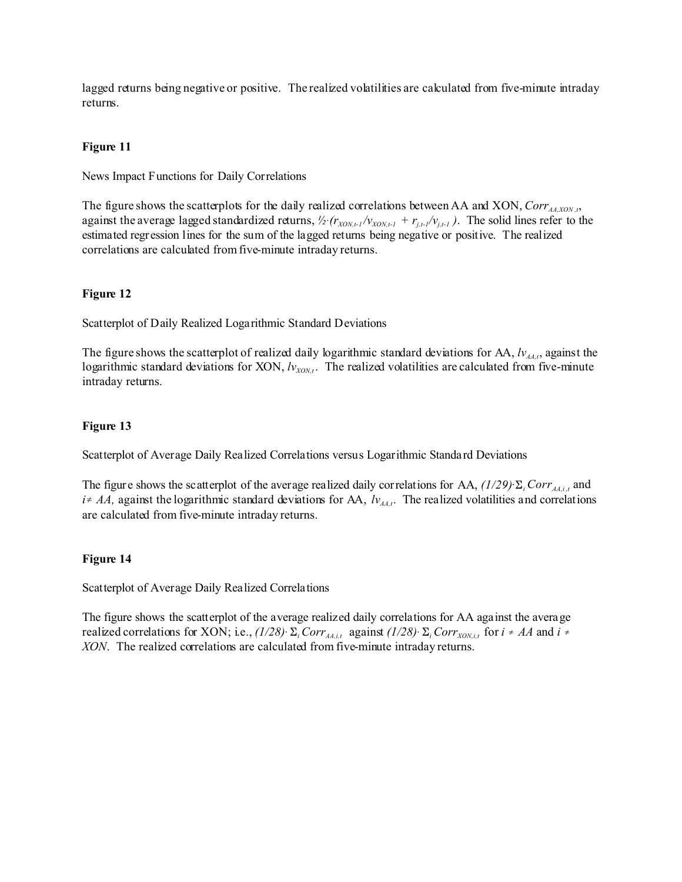lagged returns being negative or positive. The realized volatilities are calculated from five-minute intraday returns.

**Figure 11**

News Impact Functions for Daily Correlations

The figure shows the scatterplots for the daily realized correlations between AA and XON, $Corr_{AA,XON,t}$, against the average lagged standardized returns, $\frac{1}{2} \cdot (r_{XON,t-1}/v_{XON,t-1} + r_{j,t-1}/v_{j,t-1})$. The solid lines refer to the estimated regression lines for the sum of the lagged returns being negative or positive. The realized correlations are calculated from five-minute intraday returns.

**Figure 12**

Scatterplot of Daily Realized Logarithmic Standard Deviations

The figure shows the scatterplot of realized daily logarithmic standard deviations for AA, $lv_{AA,t}$, against the logarithmic standard deviations for XON, $lv_{XON,t}$. The realized volatilities are calculated from five-minute intraday returns.

**Figure 13**

Scatterplot of Average Daily Realized Correlations versus Logarithmic Standard Deviations

The figure shows the scatterplot of the average realized daily correlations for AA, $(1/29) \cdot \Sigma_i Corr_{AA,i,t}$ and $i \neq AA$, against the logarithmic standard deviations for AA, $lv_{AA,t}$. The realized volatilities and correlations are calculated from five-minute intraday returns.

**Figure 14**

Scatterplot of Average Daily Realized Correlations

The figure shows the scatterplot of the average realized daily correlations for AA against the average realized correlations for XON; i.e., $(1/28) \cdot \Sigma_i Corr_{AA,i,t}$ against $(1/28) \cdot \Sigma_i Corr_{XON,i,t}$ for $i \neq AA$ and $i \neq XON$. The realized correlations are calculated from five-minute intraday returns.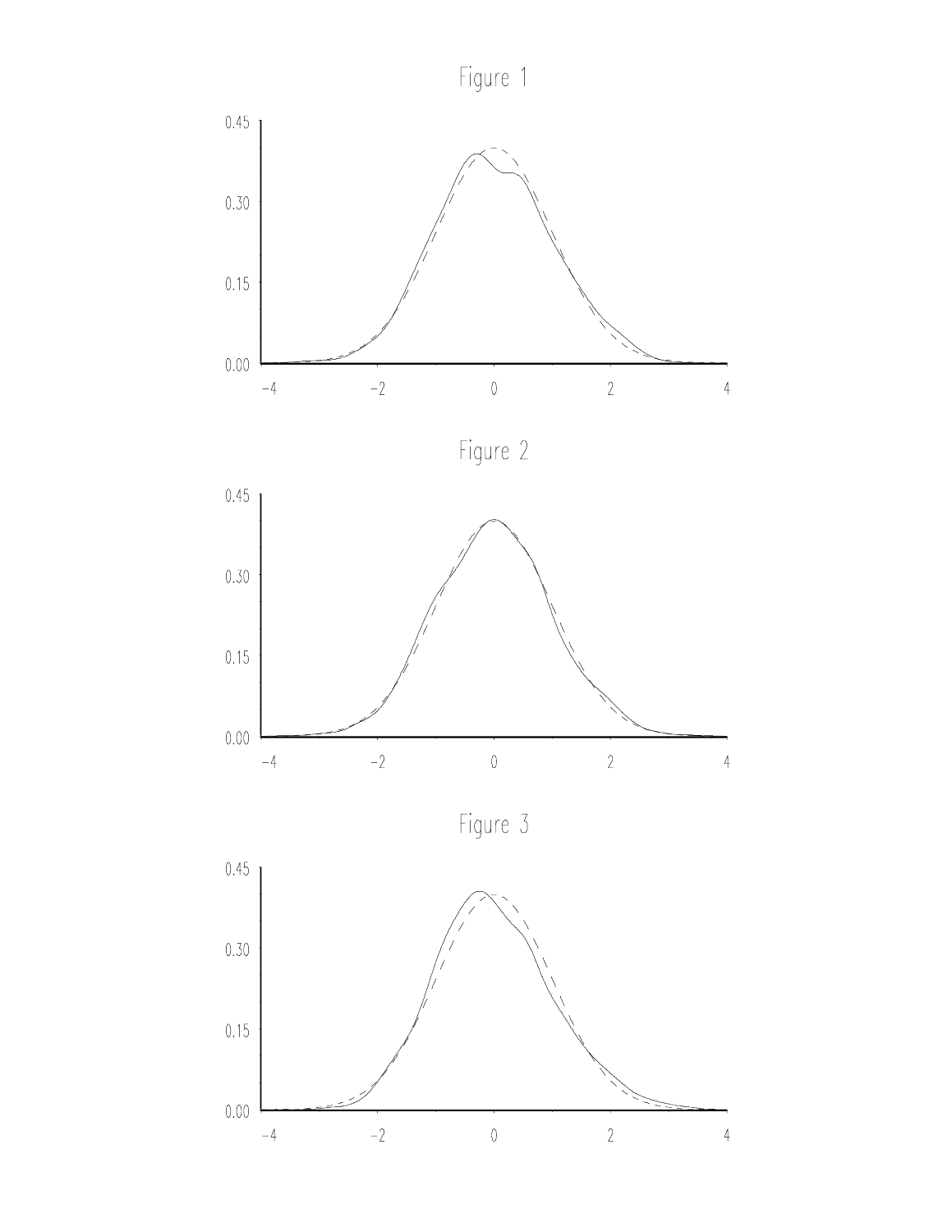Figure 1

Figure 2

Figure 3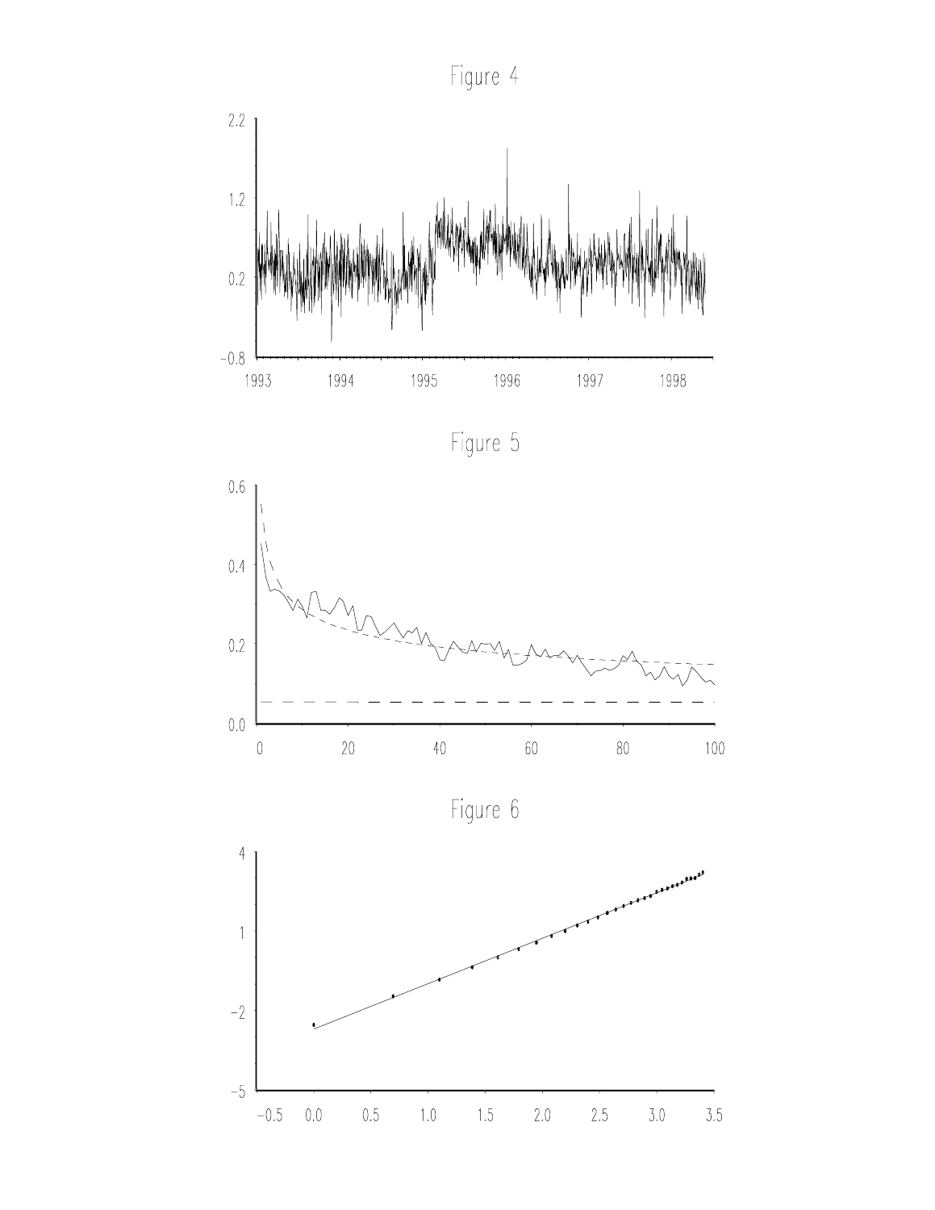Figure 4

Figure 5

Figure 6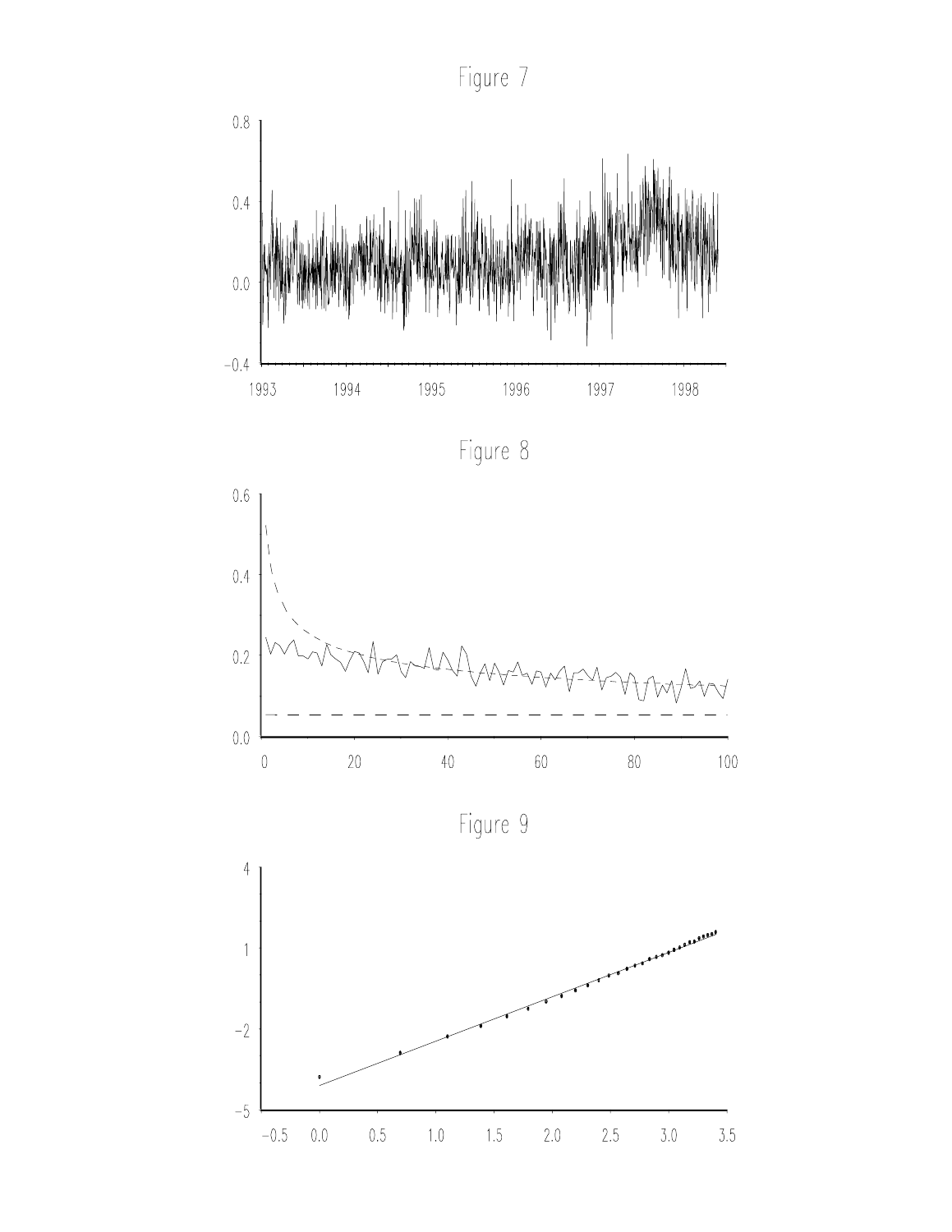Figure 7

Figure 8

Figure 9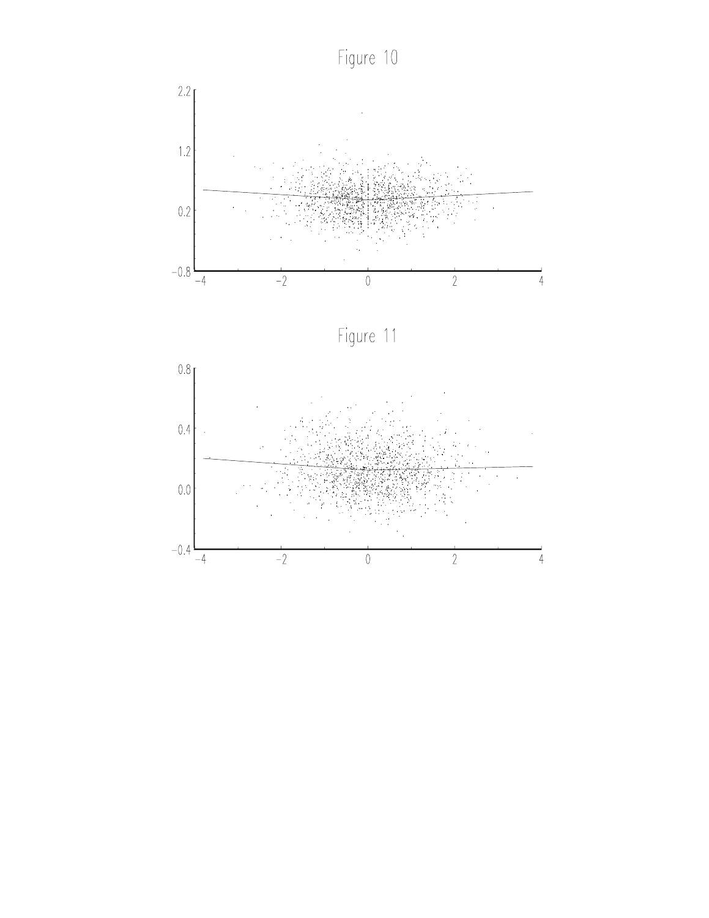Figure 10

Figure 11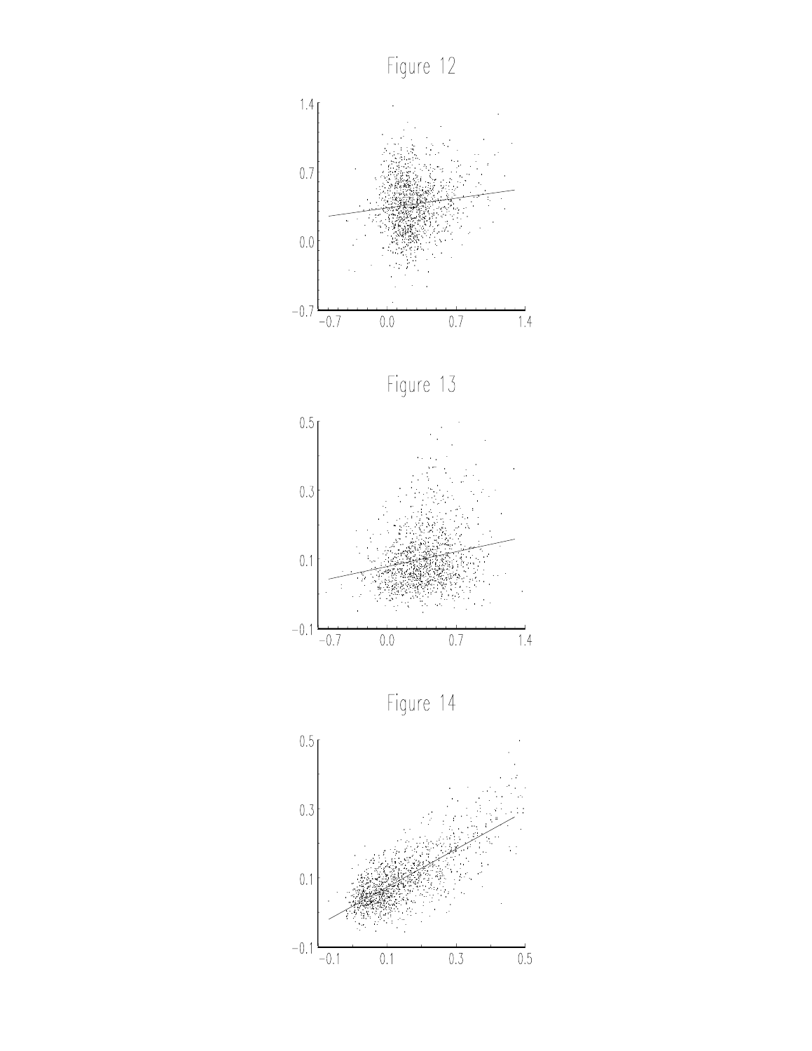Figure 12

1.4
0.7
0.0
−0.7
−0.7
0.0
0.7
1.4

Figure 13

0.5
0.3
0.1
−0.1
−0.7
0.0
0.7
1.4

Figure 14

0.5
0.3
0.1
−0.1
−0.1
0.1
0.3
0.5